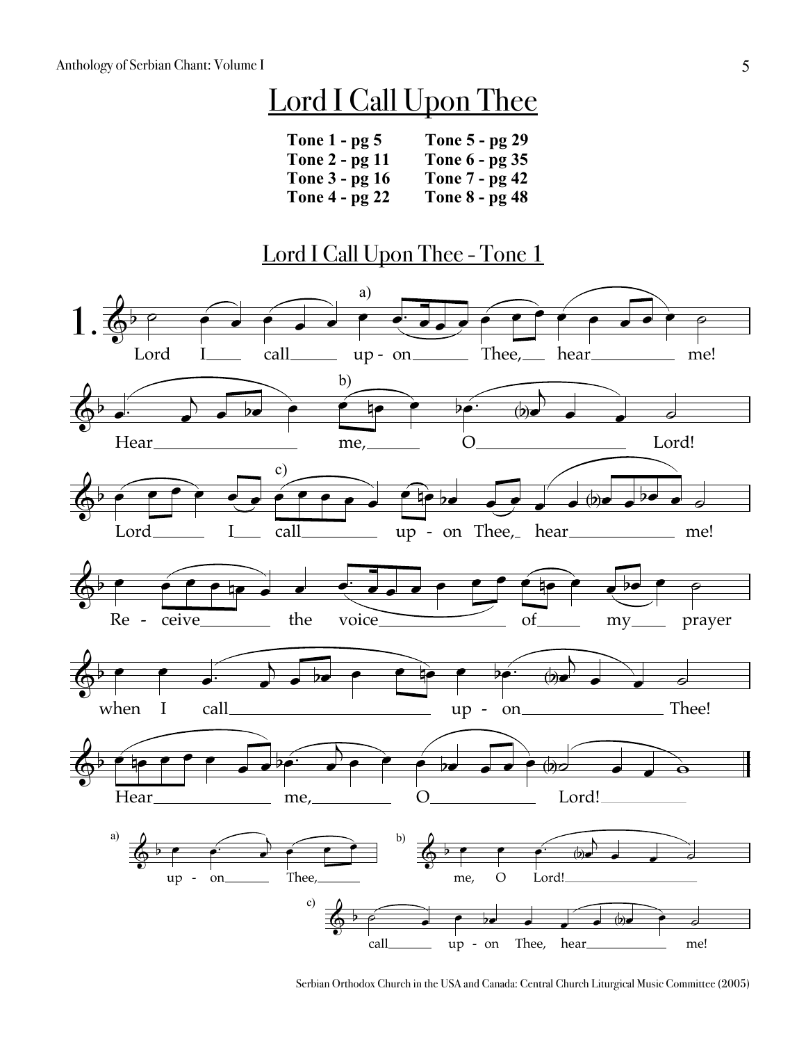# Lord I Call Upon Thee

**Tone 1 - pg 5**
**Tone 2 - pg 11**
**Tone 3 - pg 16**
**Tone 4 - pg 22**
**Tone 5 - pg 29**
**Tone 6 - pg 35**
**Tone 7 - pg 42**
**Tone 8 - pg 48**

## Lord I Call Upon Thee - Tone 1

1. Lord I call upon Thee, hear me! Hear me, O Lord! Lord I call upon Thee, hear me! Receive the voice of my prayer when I call upon Thee! Hear me, O Lord!

a) upon Thee,

b) me, O Lord!

c) call upon Thee, hear me!

Serbian Orthodox Church in the USA and Canada: Central Church Liturgical Music Committee (2005)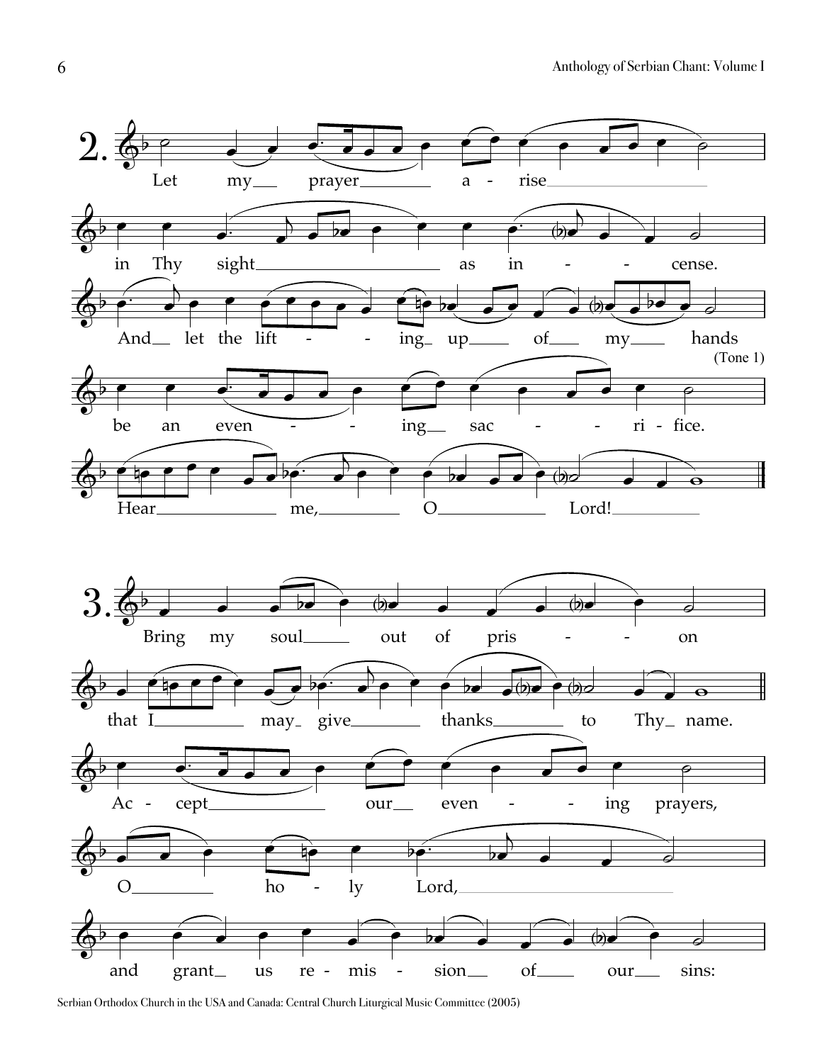**2.**

Let my prayer arise
in Thy sight as incense.
And let the lifting up of my hands
(Tone 1)
be an evening sacrifice.
Hear me, O Lord!

**3.**

Bring my soul out of prison
that I may give thanks to Thy name.
Accept our evening prayers,
O holy Lord,
and grant us remission of our sins:

Serbian Orthodox Church in the USA and Canada: Central Church Liturgical Music Committee (2005)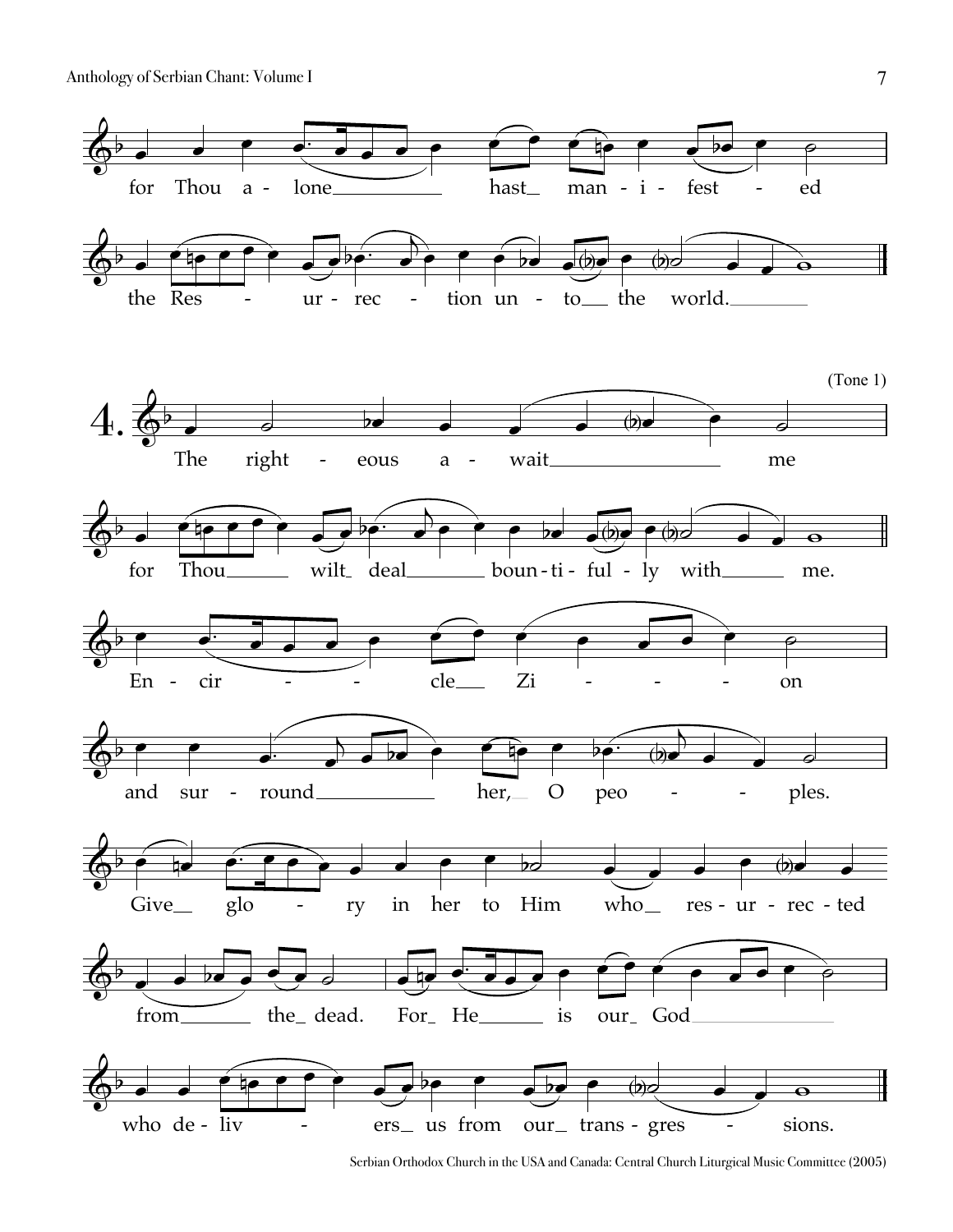for Thou alone hast man-i-fest-ed

the Res-ur-rec-tion un-to the world.

(Tone 1)

4. The right-eous a-wait me

for Thou wilt deal boun-ti-ful-ly with me.

En-cir-cle Zi-on

and sur-round her, O peo-ples.

Give glo-ry in her to Him who res-ur-rec-ted

from the dead. For He is our God

who de-liv-ers us from our trans-gres-sions.

Serbian Orthodox Church in the USA and Canada: Central Church Liturgical Music Committee (2005)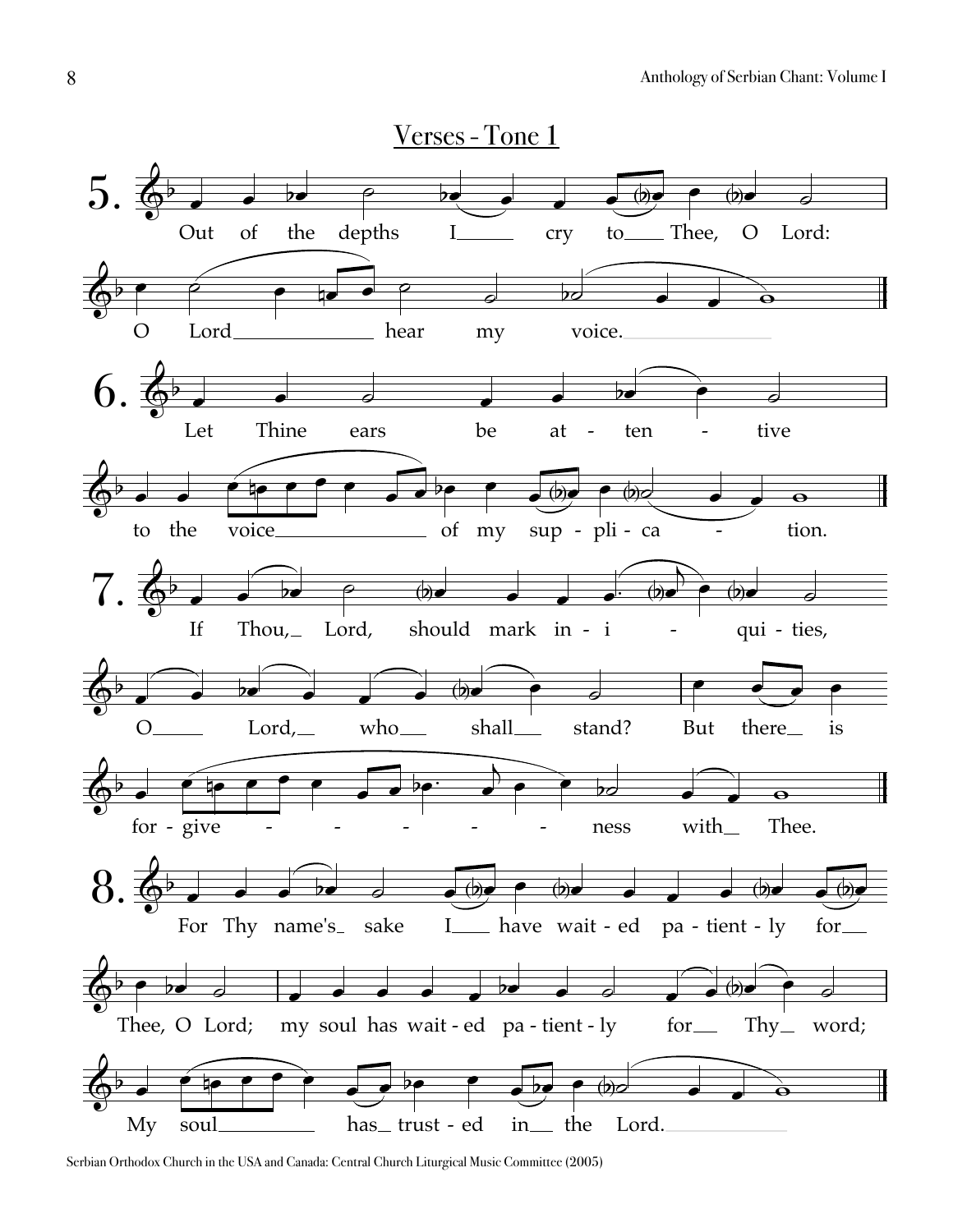## Verses - Tone 1

5. Out of the depths I cry to Thee, O Lord: O Lord hear my voice.

6. Let Thine ears be at - ten - tive to the voice of my sup - pli - ca - tion.

7. If Thou, Lord, should mark in - i - qui - ties, O Lord, who shall stand? But there is for - give - - - - - ness with Thee.

8. For Thy name's sake I have wait - ed pa - tient - ly for Thee, O Lord; my soul has wait - ed pa - tient - ly for Thy word; My soul has trust - ed in the Lord.

Serbian Orthodox Church in the USA and Canada: Central Church Liturgical Music Committee (2005)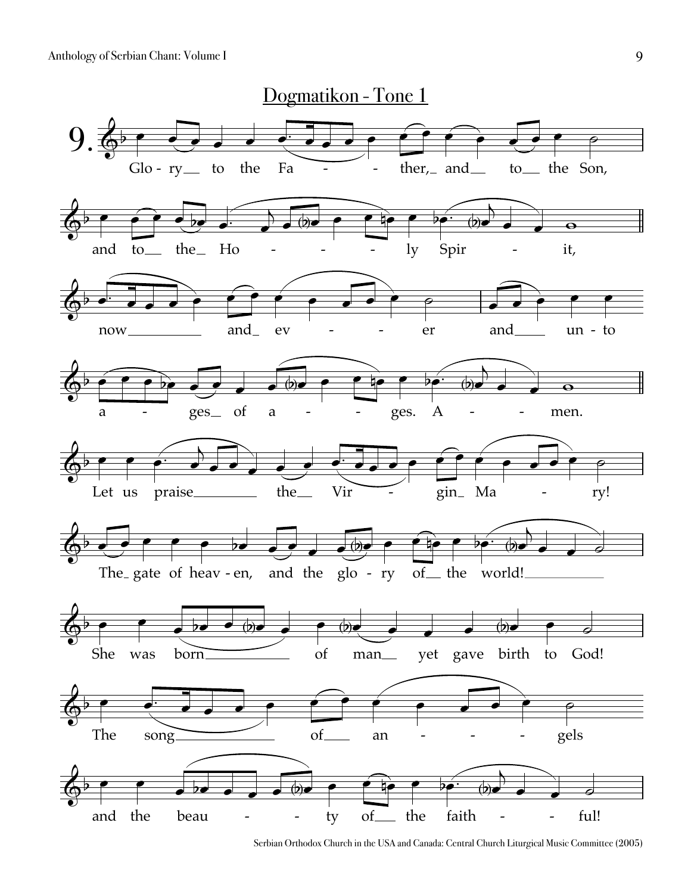## Dogmatikon - Tone 1

**9.**

Glo - ry to the Fa - - ther, and to the Son,

and to the Ho - - - ly Spir - it,

now and ev - - - er and un - to

a - ges of a - - ges. A - - men.

Let us praise the Vir - gin Ma - ry!

The gate of heav - en, and the glo - ry of the world!

She was born of man yet gave birth to God!

The song of an - - - - gels

and the beau - - ty of the faith - - ful!

Serbian Orthodox Church in the USA and Canada: Central Church Liturgical Music Committee (2005)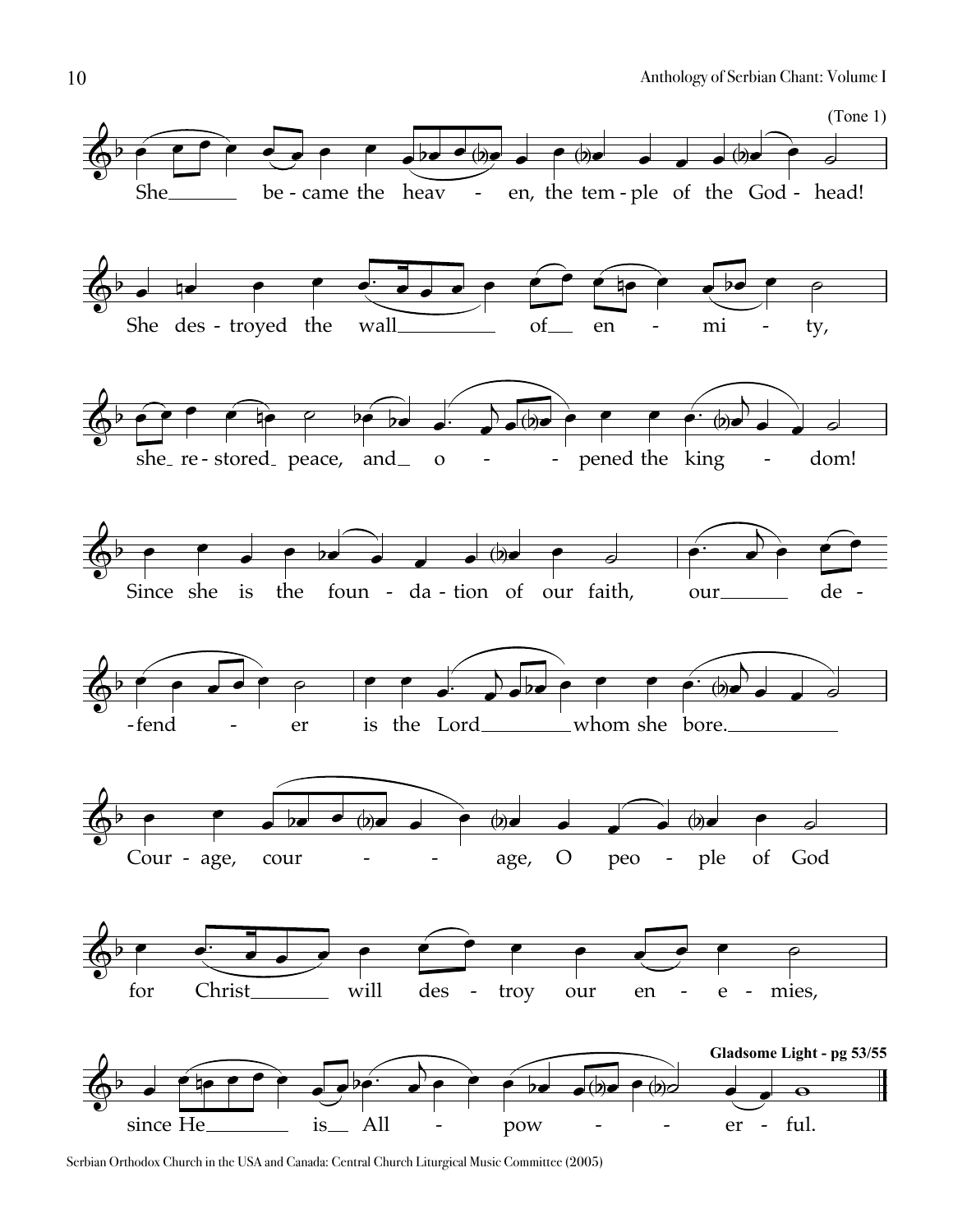(Tone 1)

She ___ be-came the heav - en, the tem-ple of the God-head!

She des-troyed the wall ___ of ___ en - mi - ty,

she re-stored peace, and o - - pened the king - dom!

Since she is the foun-da-tion of our faith, our ___ de-

-fend - er is the Lord ___ whom she bore. ___

Cour-age, cour - - age, O peo - ple of God

for Christ ___ will des - troy our en - e - mies,

**Gladsome Light - pg 53/55**

since He ___ is All - pow - - er - ful.

Serbian Orthodox Church in the USA and Canada: Central Church Liturgical Music Committee (2005)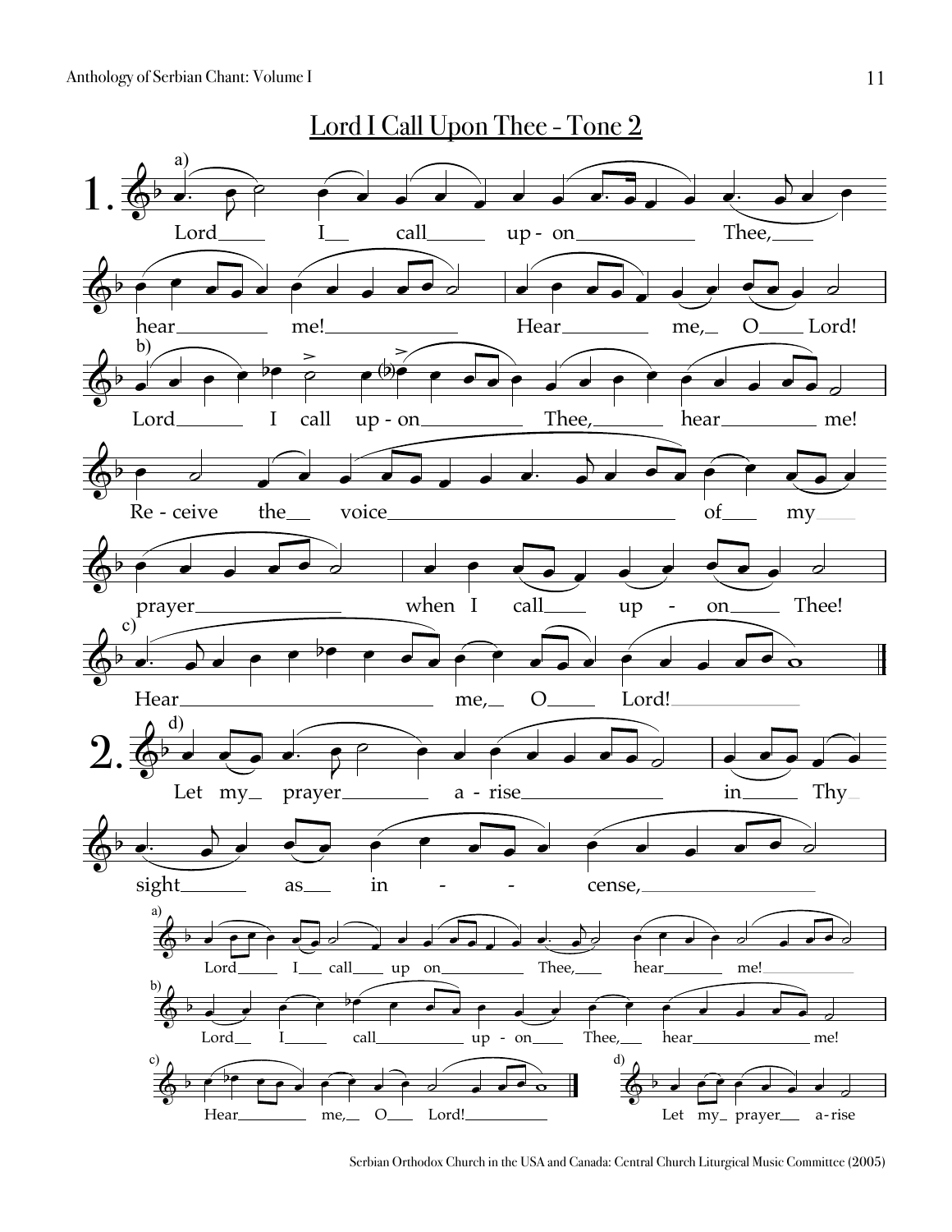## Lord I Call Upon Thee - Tone 2

1\. a) Lord I call up - on Thee, hear me! Hear me, O Lord!

b) Lord I call up - on Thee, hear me!

Re - ceive the voice of my prayer when I call up - on Thee!

c) Hear me, O Lord!

2\. d) Let my prayer a - rise in Thy sight as in - - cense,

a) Lord I call up on Thee, hear me!

b) Lord I call up - on Thee, hear me!

c) Hear me, O Lord!

d) Let my prayer a - rise

Serbian Orthodox Church in the USA and Canada: Central Church Liturgical Music Committee (2005)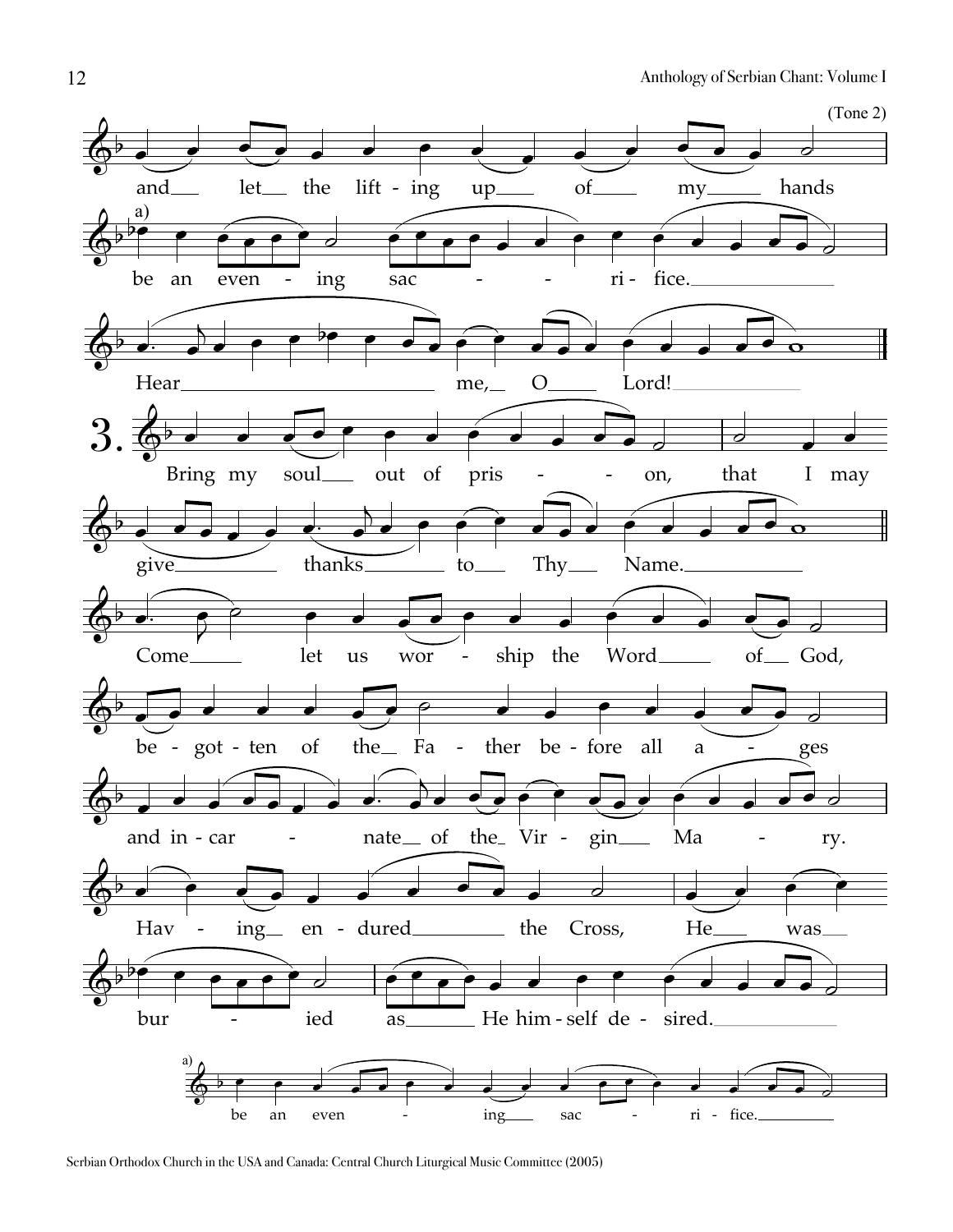(Tone 2)

and let the lift - ing up of my hands

a)

be an even - ing sac - - ri - fice.

Hear me, O Lord!

**3.** Bring my soul out of pris - - on, that I may

give thanks to Thy Name.

Come let us wor - ship the Word of God,

be - got - ten of the Fa - ther be - fore all a - ges

and in - car - nate of the Vir - gin Ma - ry.

Hav - ing en - dured the Cross, He was

bur - ied as He him - self de - sired.

a)

be an even - ing sac - ri - fice.

Serbian Orthodox Church in the USA and Canada: Central Church Liturgical Music Committee (2005)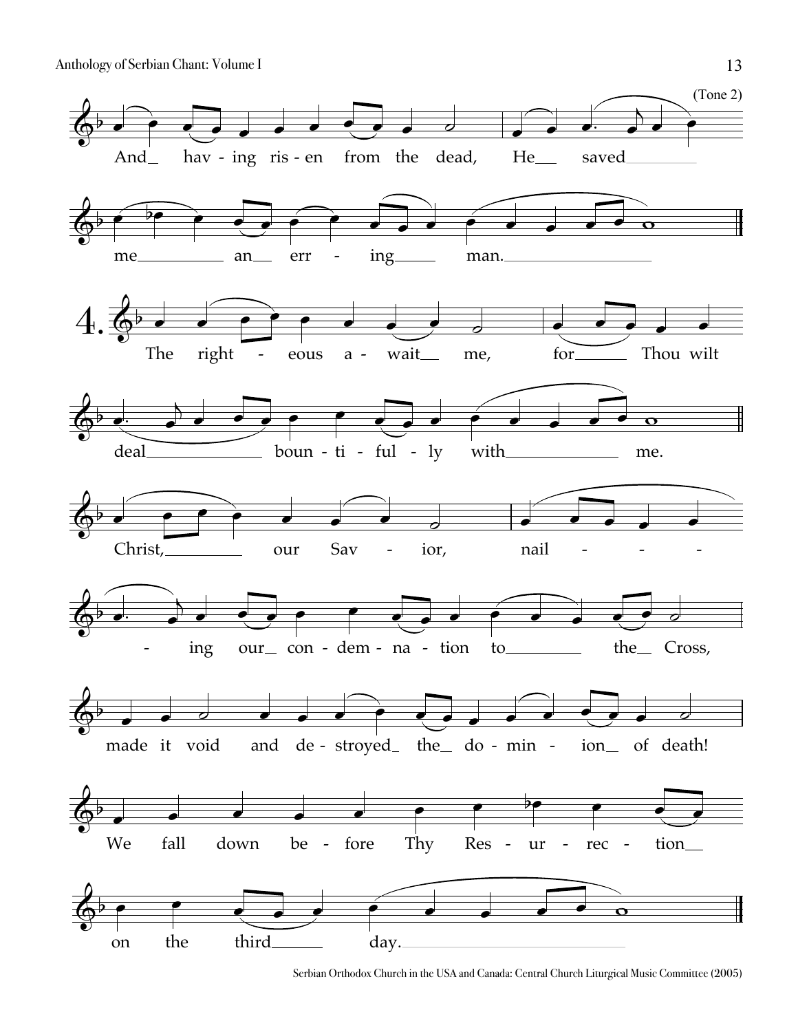(Tone 2)

And having risen from the dead, He saved me an erring man.

4. The righteous await me, for Thou wilt deal bountifully with me.

Christ, our Savior, nailing our condemnation to the Cross, made it void and destroyed the dominion of death!

We fall down before Thy Resurrection on the third day.

Serbian Orthodox Church in the USA and Canada: Central Church Liturgical Music Committee (2005)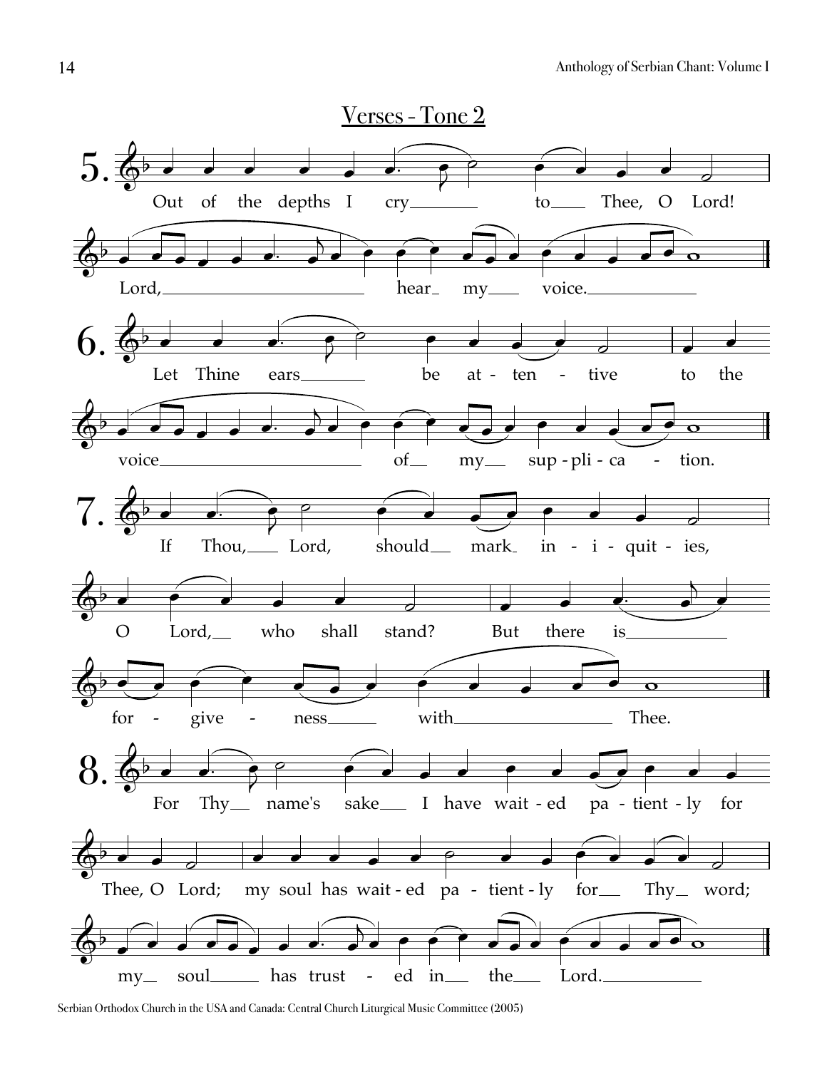## Verses - Tone 2

5. Out of the depths I cry to Thee, O Lord!
Lord, hear my voice.

6. Let Thine ears be at - ten - tive to the
voice of my sup - pli - ca - tion.

7. If Thou, Lord, should mark in - i - quit - ies,
O Lord, who shall stand? But there is
for - give - ness with Thee.

8. For Thy name's sake I have wait - ed pa - tient - ly for
Thee, O Lord; my soul has wait - ed pa - tient - ly for Thy word;
my soul has trust - ed in the Lord.

Serbian Orthodox Church in the USA and Canada: Central Church Liturgical Music Committee (2005)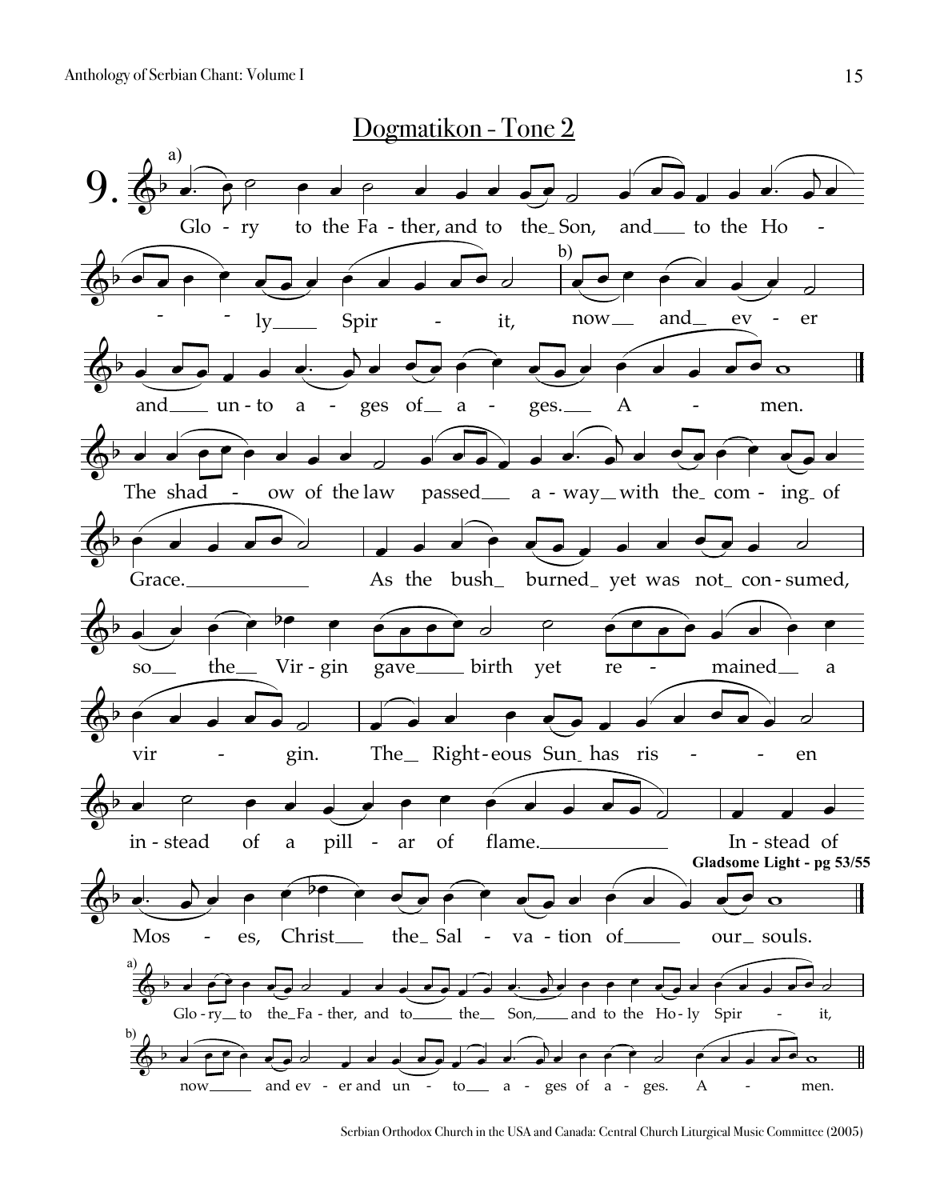## Dogmatikon - Tone 2

9\. a)

Glory to the Father, and to the Son, and to the Holy Spirit,

b) now and ever and unto ages of ages. Amen.

The shadow of the law passed away with the coming of Grace. As the bush burned yet was not consumed, so the Virgin gave birth yet remained a virgin. The Righteous Sun has risen instead of a pillar of flame. Instead of Moses, Christ the Salvation of our souls.

**Gladsome Light - pg 53/55**

a) Glory to the Father, and to the Son, and to the Holy Spirit,

b) now and ever and unto ages of ages. Amen.

Serbian Orthodox Church in the USA and Canada: Central Church Liturgical Music Committee (2005)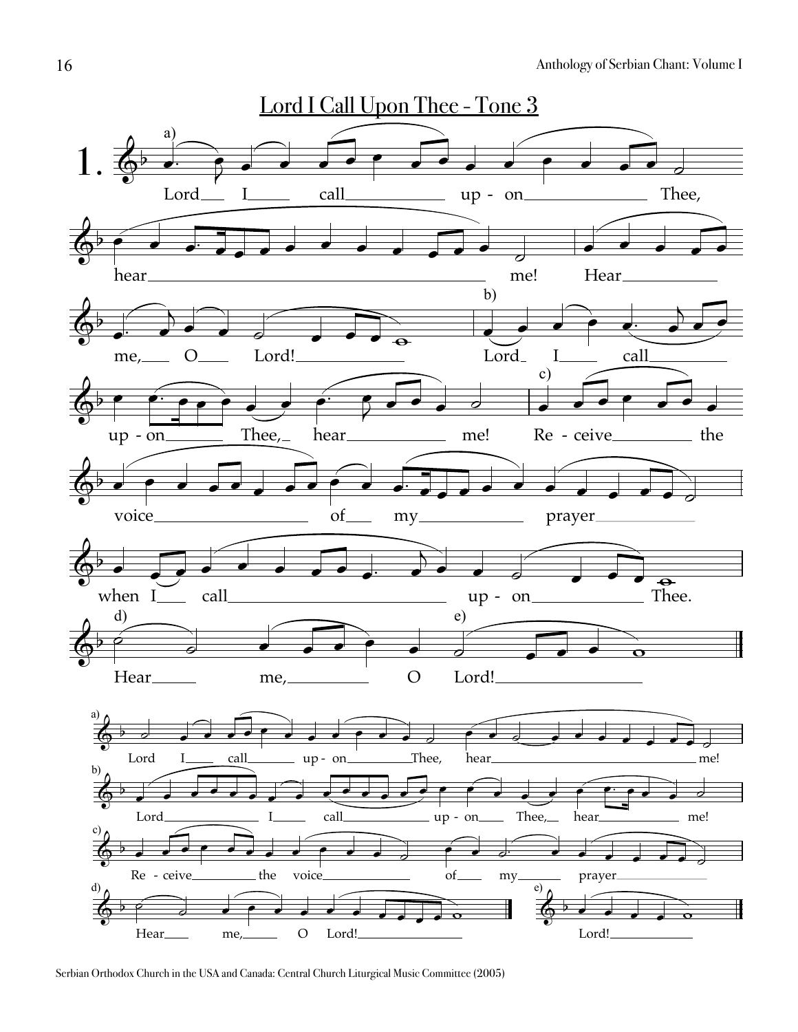## Lord I Call Upon Thee - Tone 3

1.

a) Lord I call upon Thee, hear me! Hear me, O Lord!

b) Lord I call upon Thee, hear me!

c) Receive the voice of my prayer when I call upon Thee.

d) Hear me,

O

e) Lord!

a) Lord I call upon Thee, hear me!

b) Lord I call upon Thee, hear me!

c) Receive the voice of my prayer

d) Hear me, O Lord!

e) Lord!

Serbian Orthodox Church in the USA and Canada: Central Church Liturgical Music Committee (2005)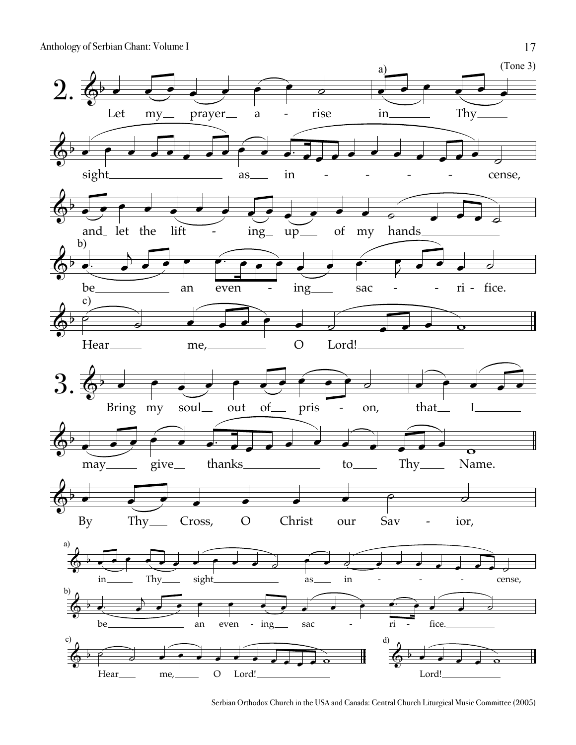(Tone 3)

**2.** Let my prayer arise in Thy sight as incense, and let the lifting up of my hands be an evening sacrifice. Hear me, O Lord!

a) in Thy sight as incense,

b) be an evening sacrifice.

c) Hear me, O Lord!

**3.** Bring my soul out of prison, that I may give thanks to Thy Name.

By Thy Cross, O Christ our Savior,

a) in Thy sight as incense,

b) be an evening sacrifice.

c) Hear me, O Lord!

d) Lord!

Serbian Orthodox Church in the USA and Canada: Central Church Liturgical Music Committee (2005)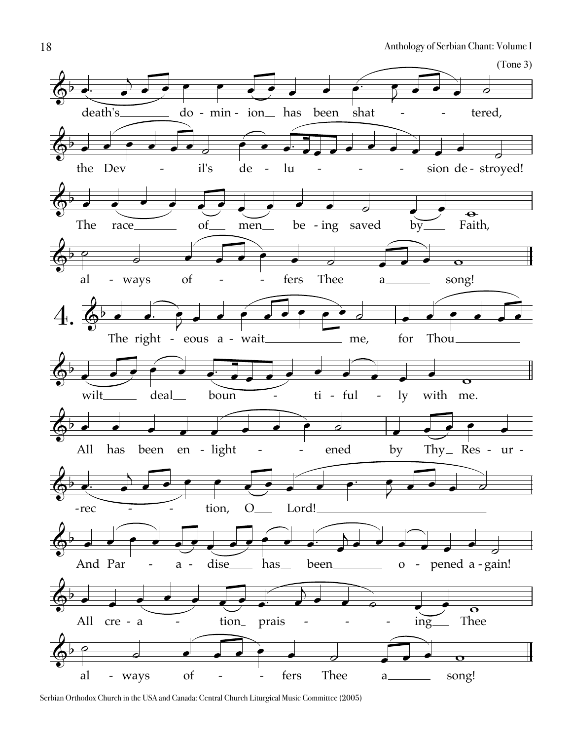(Tone 3)

death's dominion has been shattered,

the Devil's delusion destroyed!

The race of men being saved by Faith,

always offers Thee a song!

**4.** The righteous await me, for Thou

wilt deal bountifully with me.

All has been enlightened by Thy Resur-

-rection, O Lord!

And Paradise has been opened again!

All creation praising Thee

always offers Thee a song!

Serbian Orthodox Church in the USA and Canada: Central Church Liturgical Music Committee (2005)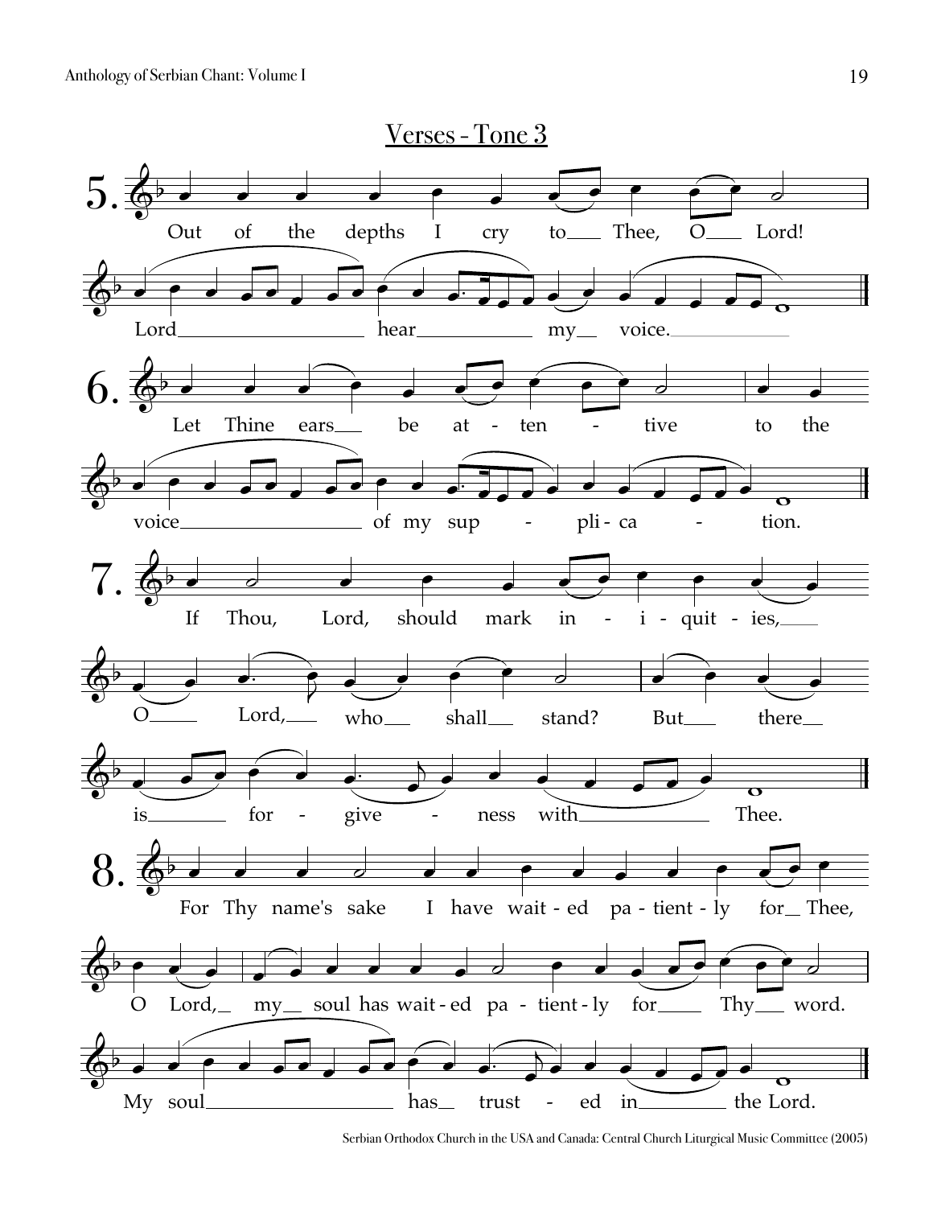## Verses - Tone 3

**5.** Out of the depths I cry to Thee, O Lord! Lord hear my voice.

**6.** Let Thine ears be at - ten - tive to the voice of my sup - pli - ca - tion.

**7.** If Thou, Lord, should mark in - i - quit - ies, O Lord, who shall stand? But there is for - give - ness with Thee.

**8.** For Thy name's sake I have wait - ed pa - tient - ly for Thee, O Lord, my soul has wait - ed pa - tient - ly for Thy word. My soul has trust - ed in the Lord.

Serbian Orthodox Church in the USA and Canada: Central Church Liturgical Music Committee (2005)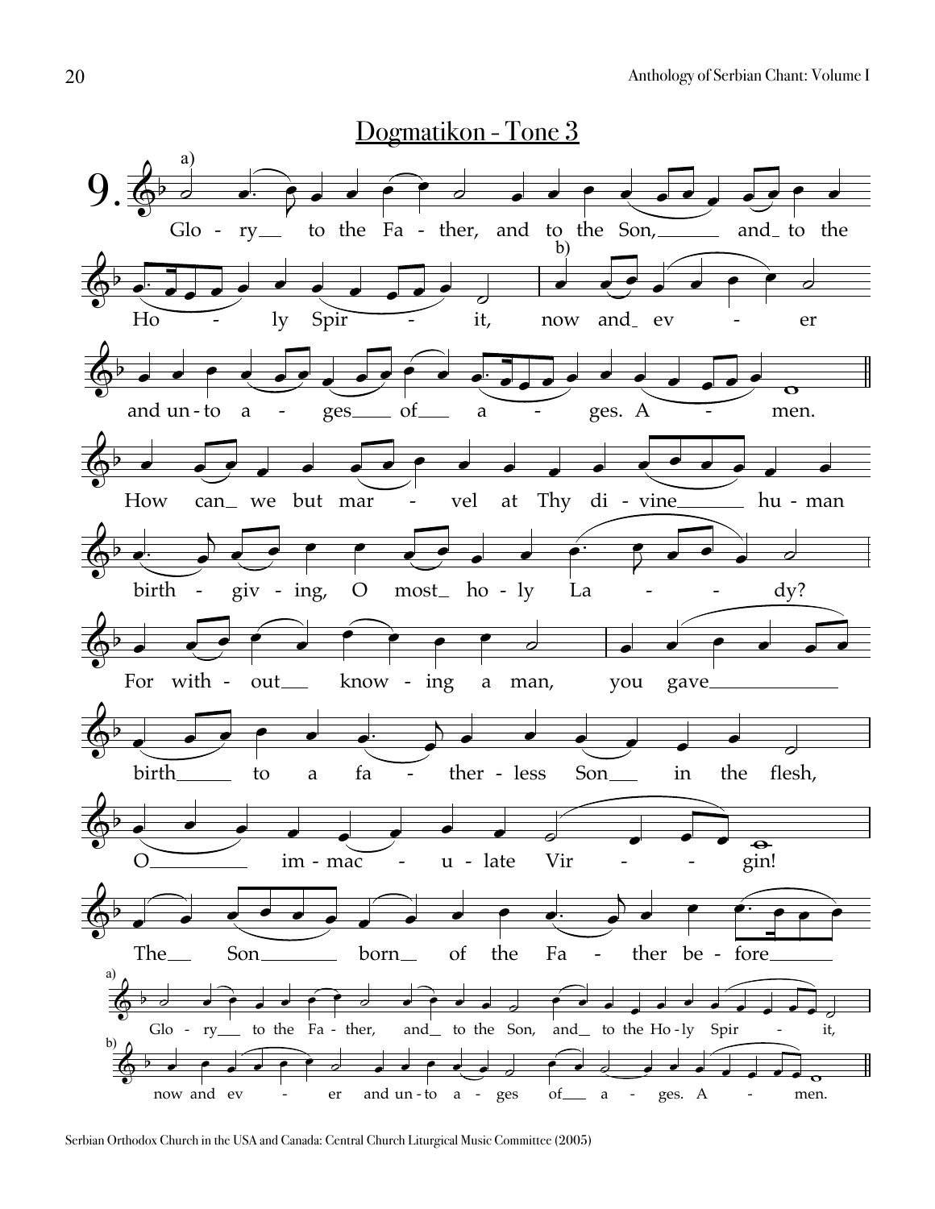## Dogmatikon - Tone 3

9.

a) Glo - ry to the Fa - ther, and to the Son, and to the Ho - ly Spir - it, b) now and ev - er and un - to a - ges of a - ges. A - men.

How can we but mar - vel at Thy di - vine hu - man birth - giv - ing, O most ho - ly La - dy? For with - out know - ing a man, you gave birth to a fa - ther - less Son in the flesh, O im - mac - u - late Vir - gin! The Son born of the Fa - ther be - fore

a) Glo - ry to the Fa - ther, and to the Son, and to the Ho - ly Spir - it,

b) now and ev - er and un - to a - ges of a - ges. A - men.

Serbian Orthodox Church in the USA and Canada: Central Church Liturgical Music Committee (2005)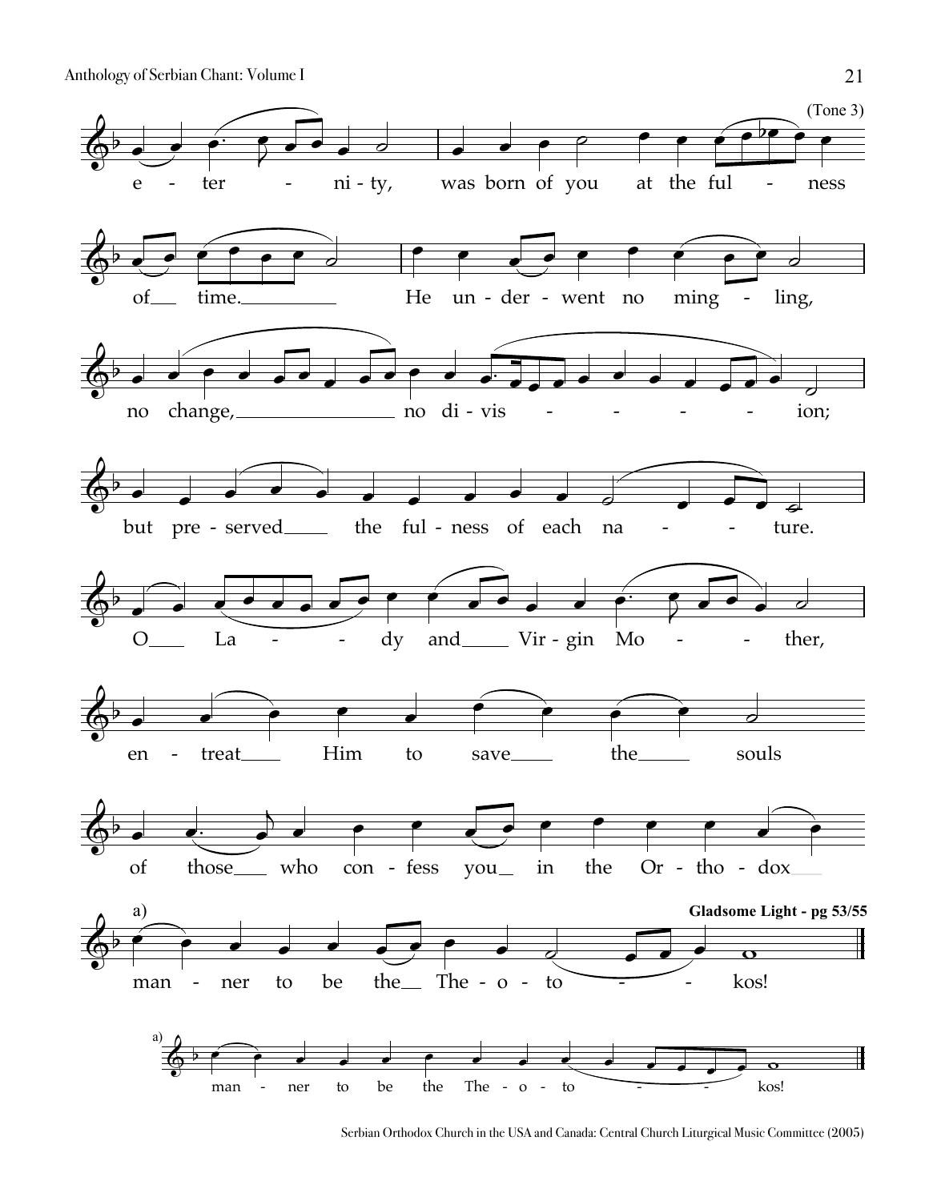(Tone 3)

e - ter - ni - ty, was born of you at the ful - ness

of time. He un - der - went no ming - ling,

no change, no di - vis - - - - - ion;

but pre - served the ful - ness of each na - - ture.

O La - - dy and Vir - gin Mo - - ther,

en - treat Him to save the souls

of those who con - fess you in the Or - tho - dox

a) man - ner to be the The - o - to - - kos!

**Gladsome Light - pg 53/55**

a) man - ner to be the The - o - to - - kos!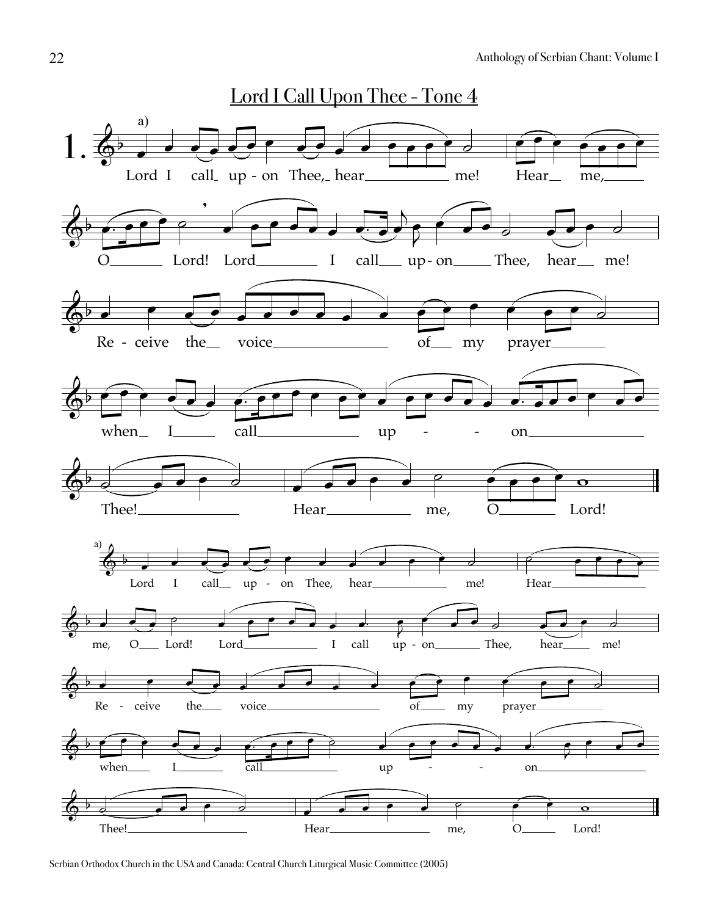## Lord I Call Upon Thee - Tone 4

**1.** a)

Lord I call up - on Thee, hear me! Hear me, O Lord! Lord I call up - on Thee, hear me!

Re - ceive the voice of my prayer

when I call up - - on

Thee! Hear me, O Lord!

a)

Lord I call up - on Thee, hear me! Hear

me, O Lord! Lord I call up - on Thee, hear me!

Re - ceive the voice of my prayer

when I call up - - on

Thee! Hear me, O Lord!

Serbian Orthodox Church in the USA and Canada: Central Church Liturgical Music Committee (2005)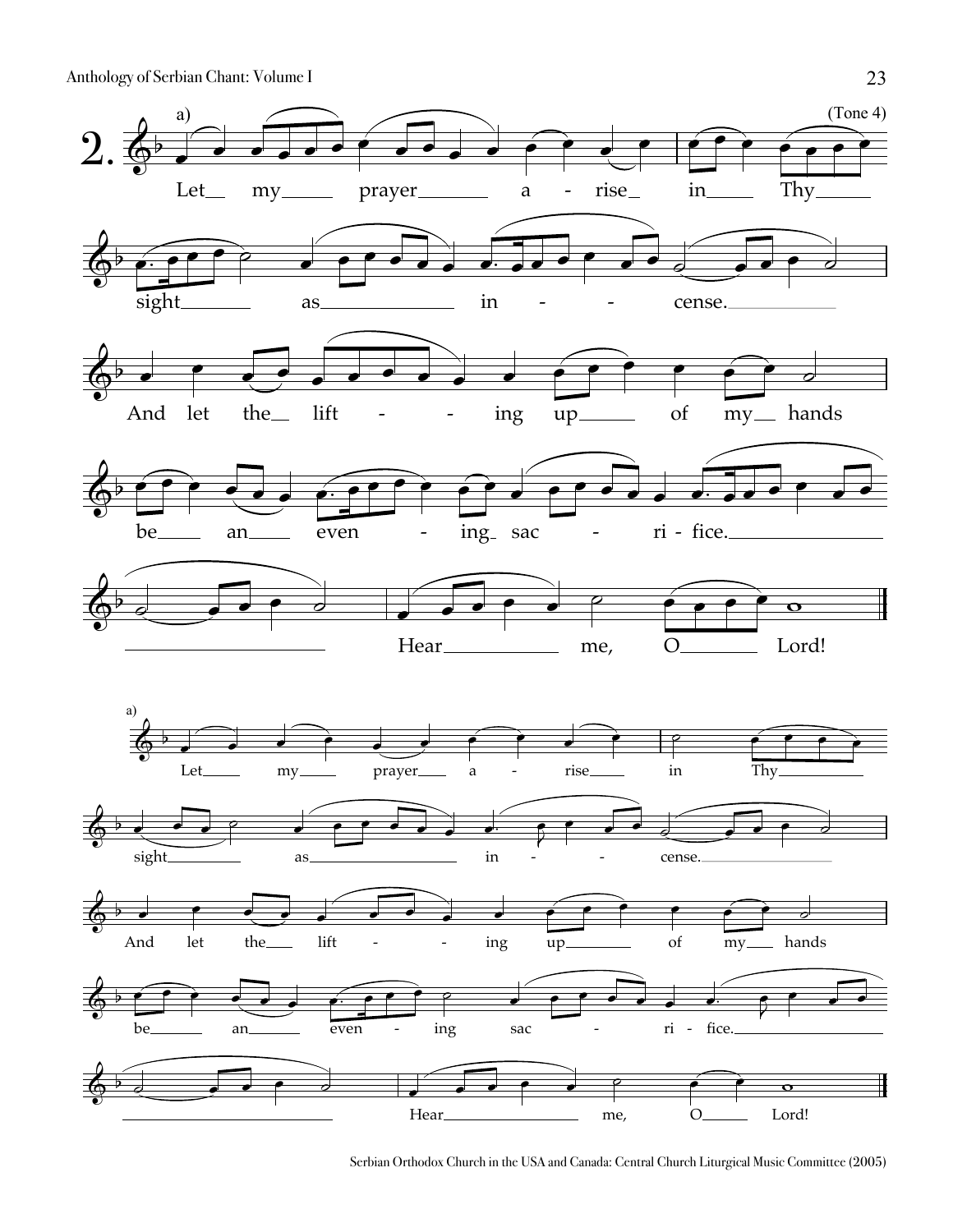**2.** a) (Tone 4)

Let my prayer arise in Thy sight as incense. And let the lifting up of my hands be an evening sacrifice. Hear me, O Lord!

a)

Let my prayer arise in Thy sight as incense. And let the lifting up of my hands be an evening sacrifice. Hear me, O Lord!

Serbian Orthodox Church in the USA and Canada: Central Church Liturgical Music Committee (2005)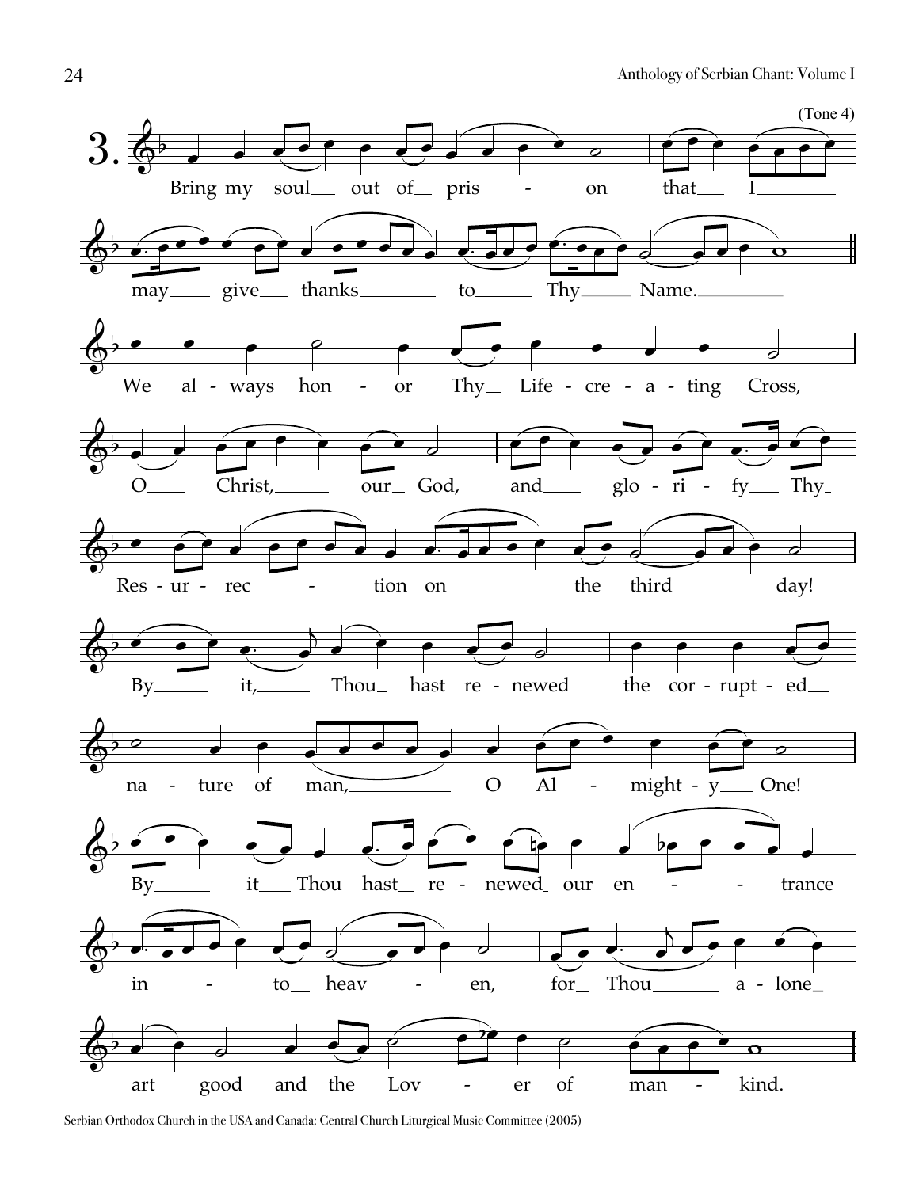(Tone 4)

3. Bring my soul out of prison that I may give thanks to Thy Name.

We always honor Thy Life-creating Cross, O Christ, our God, and glorify Thy Resurrection on the third day!

By it, Thou hast renewed the corrupted nature of man, O Almighty One!

By it Thou hast renewed our entrance into heaven, for Thou alone art good and the Lover of mankind.

Serbian Orthodox Church in the USA and Canada: Central Church Liturgical Music Committee (2005)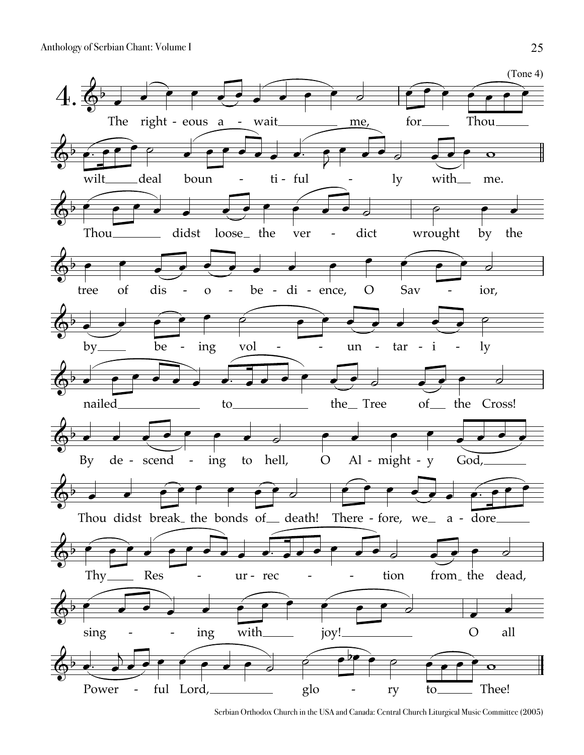4. (Tone 4)

The righteous await me, for Thou wilt deal bountifully with me.

Thou didst loose the verdict wrought by the tree of disobedience, O Savior, by being voluntarily nailed to the Tree of the Cross!

By descending to hell, O Almighty God, Thou didst break the bonds of death! Therefore, we adore Thy Resurrection from the dead, singing with joy! O all Powerful Lord, glory to Thee!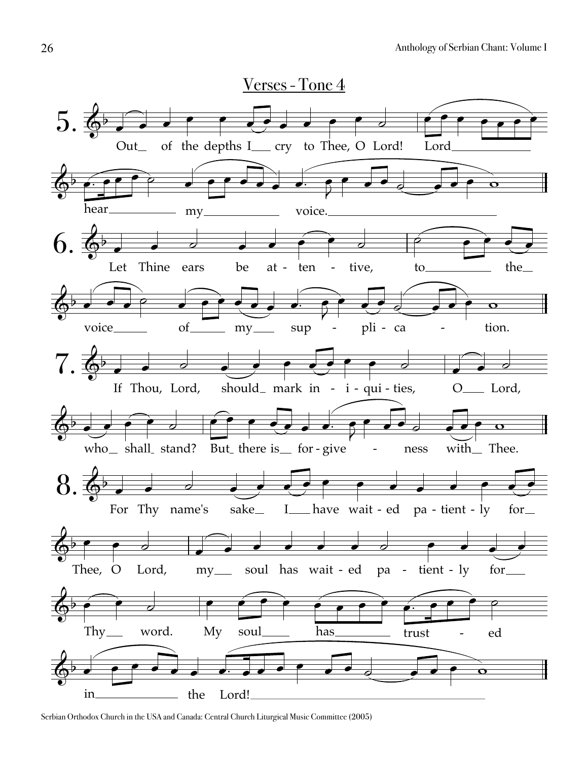## Verses - Tone 4

5. Out of the depths I cry to Thee, O Lord! Lord hear my voice.

6. Let Thine ears be at - ten - tive, to the voice of my sup - pli - ca - tion.

7. If Thou, Lord, should mark in - i - qui - ties, O Lord, who shall stand? But there is for - give - ness with Thee.

8. For Thy name's sake I have wait - ed pa - tient - ly for Thee, O Lord, my soul has wait - ed pa - tient - ly for Thy word. My soul has trust - ed in the Lord!

Serbian Orthodox Church in the USA and Canada: Central Church Liturgical Music Committee (2005)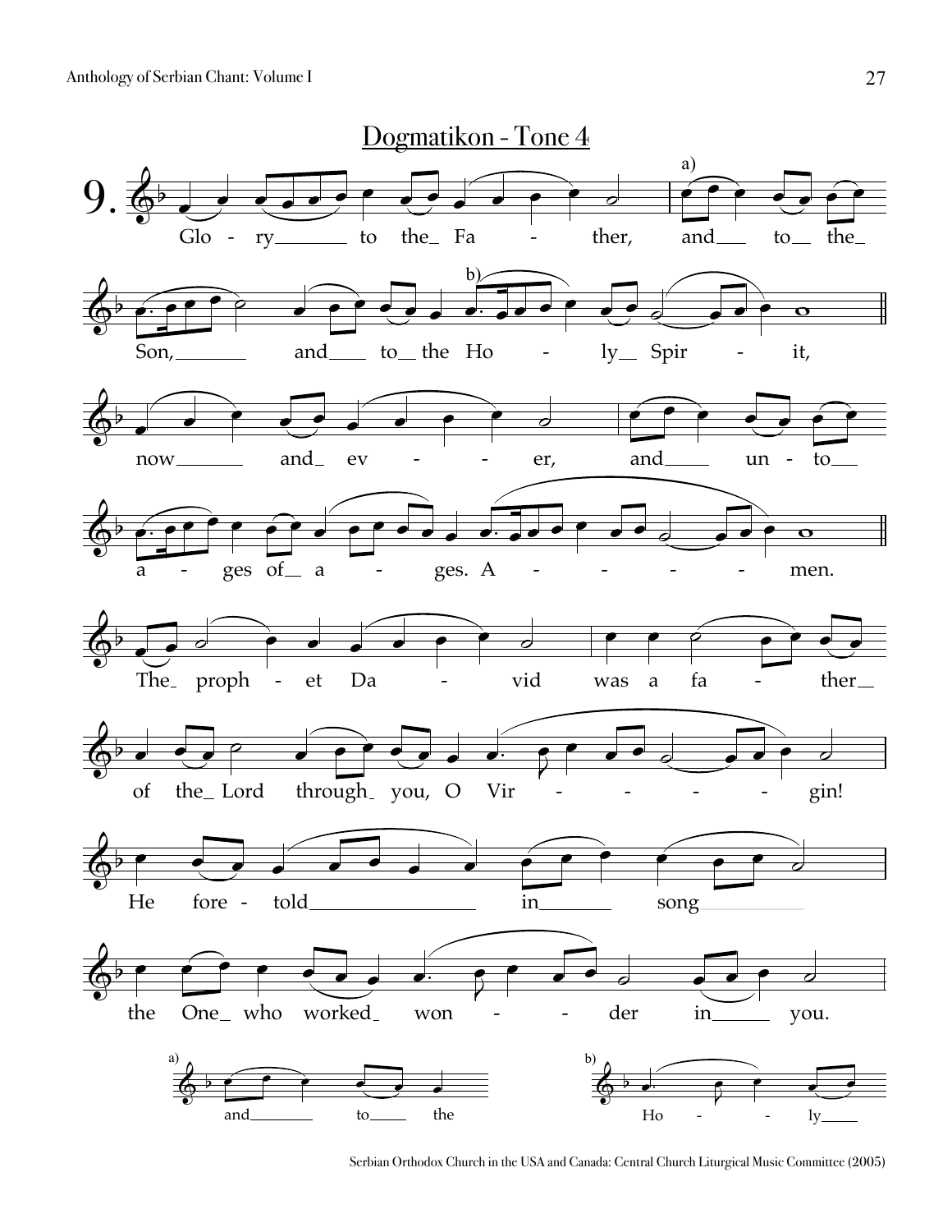## Dogmatikon - Tone 4

9.

Glo - ry to the Fa - ther, and to the Son, and to the Ho - ly Spir - it,

now and ev - er, and un - to a - ges of a - ges. A - men.

The proph - et Da - vid was a fa - ther of the Lord through you, O Vir - gin!

He fore - told in song the One who worked won - der in you.

a) and to the

b) Ho - ly

Serbian Orthodox Church in the USA and Canada: Central Church Liturgical Music Committee (2005)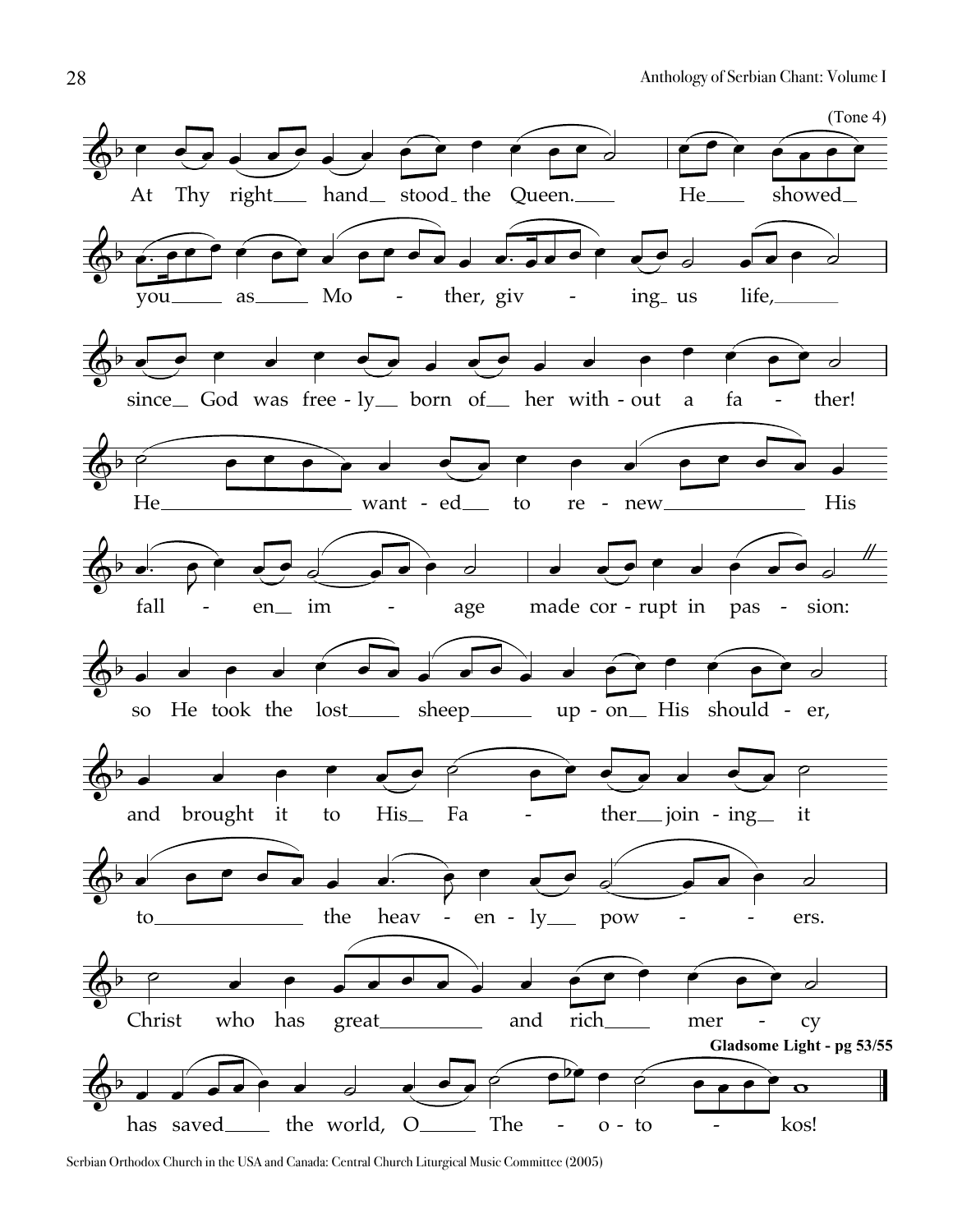(Tone 4)

At Thy right hand stood the Queen. He showed you as Mother, giving us life, since God was freely born of her without a father! He wanted to renew His fallen image made corrupt in passion: so He took the lost sheep upon His shoulder, and brought it to His Father joining it to the heavenly powers. Christ who has great and rich mercy has saved the world, O Theotokos!

**Gladsome Light - pg 53/55**

Serbian Orthodox Church in the USA and Canada: Central Church Liturgical Music Committee (2005)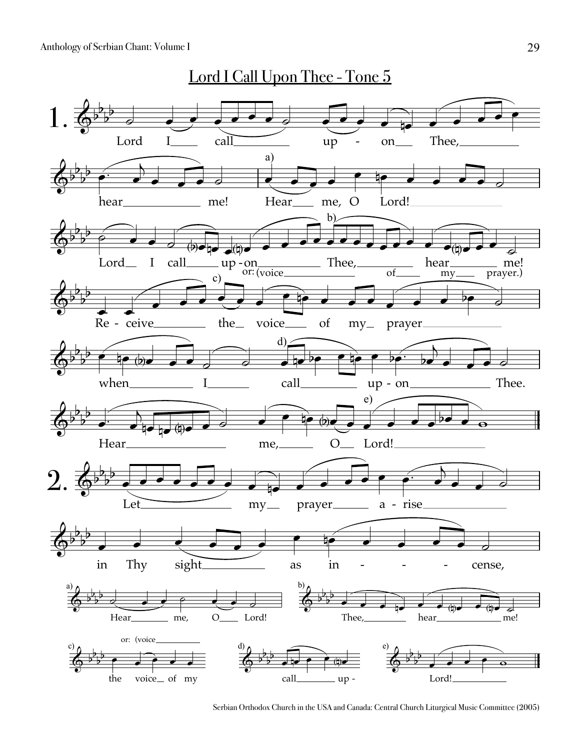# Lord I Call Upon Thee - Tone 5

**1.** Lord I call upon Thee, hear me! Hear me, O Lord! Lord I call upon Thee, hear me!

or: (voice of my prayer.)

Receive the voice of my prayer when I call upon Thee. Hear me, O Lord!

**2.** Let my prayer arise in Thy sight as incense,

a) Hear me, O Lord!

b) Thee, hear me!

c) or: (voice the voice of my

d) call up -

e) Lord!

Serbian Orthodox Church in the USA and Canada: Central Church Liturgical Music Committee (2005)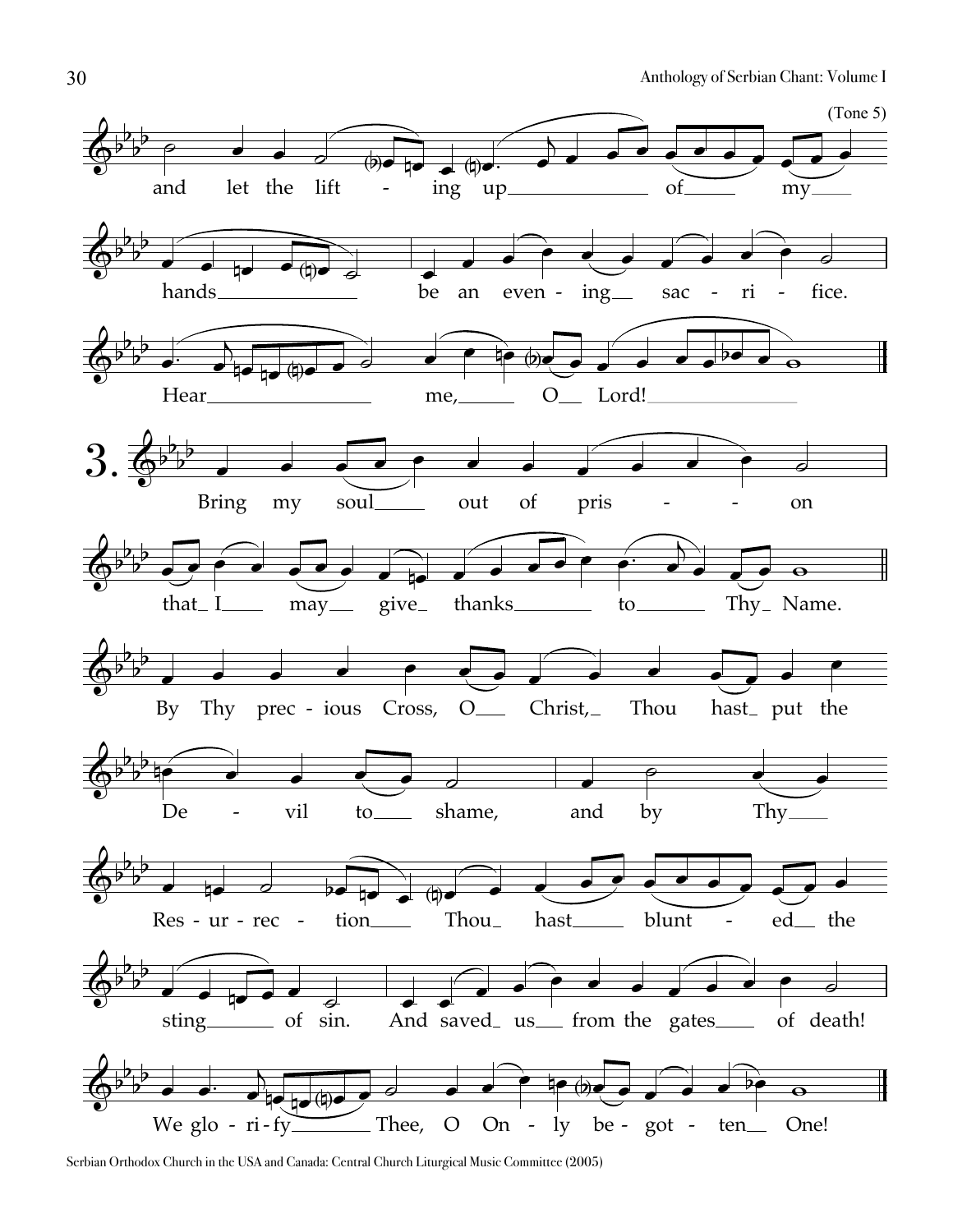(Tone 5)

and let the lift - ing up of my hands be an even - ing sac - ri - fice.

Hear me, O Lord!

3. Bring my soul out of pris - - on that I may give thanks to Thy Name.

By Thy prec - ious Cross, O Christ, Thou hast put the De - vil to shame, and by Thy Res - ur - rec - tion Thou hast blunt - ed the sting of sin. And saved us from the gates of death!

We glo - ri - fy Thee, O On - ly be - got - ten One!

Serbian Orthodox Church in the USA and Canada: Central Church Liturgical Music Committee (2005)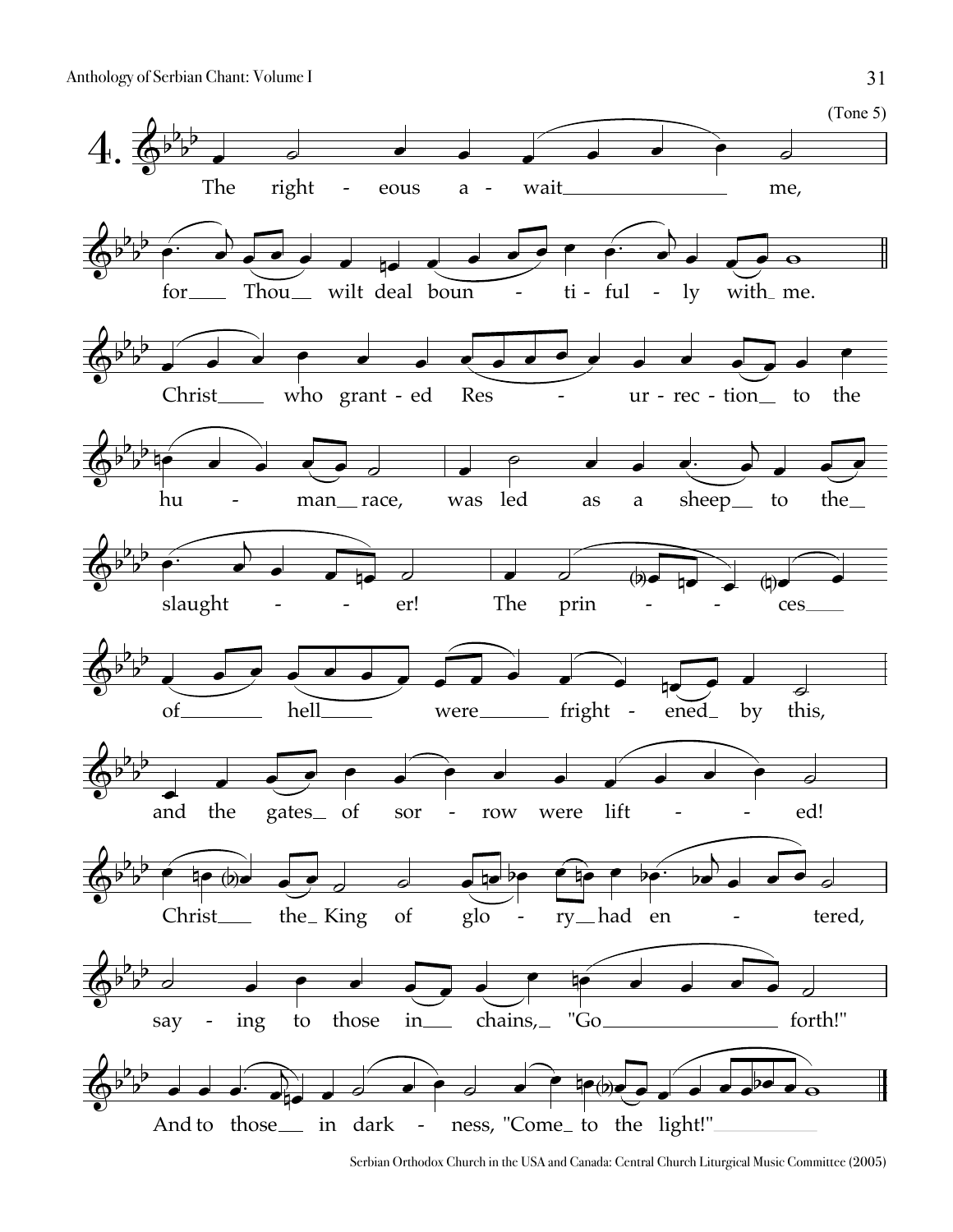(Tone 5)

**4.** The righteous await me, for Thou wilt deal bountifully with me.

Christ who granted Resurrection to the human race, was led as a sheep to the slaughter! The princes of hell were frightened by this, and the gates of sorrow were lifted! Christ the King of glory had entered, saying to those in chains, "Go forth!" And to those in darkness, "Come to the light!"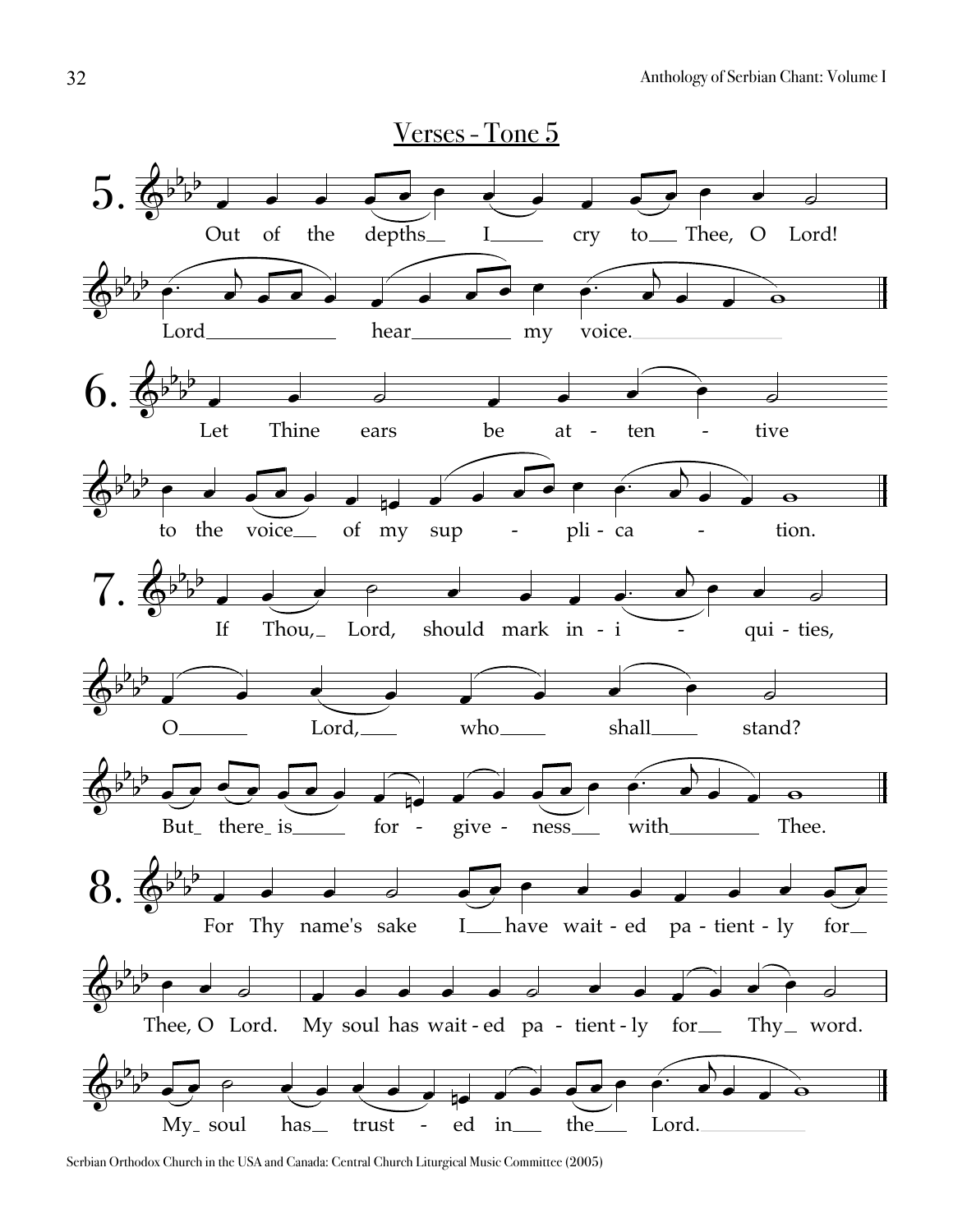## Verses - Tone 5

5. Out of the depths I cry to Thee, O Lord! Lord hear my voice.

6. Let Thine ears be at - ten - tive to the voice of my sup - pli - ca - tion.

7. If Thou, Lord, should mark in - i - qui - ties, O Lord, who shall stand? But there is for - give - ness with Thee.

8. For Thy name's sake I have wait - ed pa - tient - ly for Thee, O Lord. My soul has wait - ed pa - tient - ly for Thy word. My soul has trust - ed in the Lord.

Serbian Orthodox Church in the USA and Canada: Central Church Liturgical Music Committee (2005)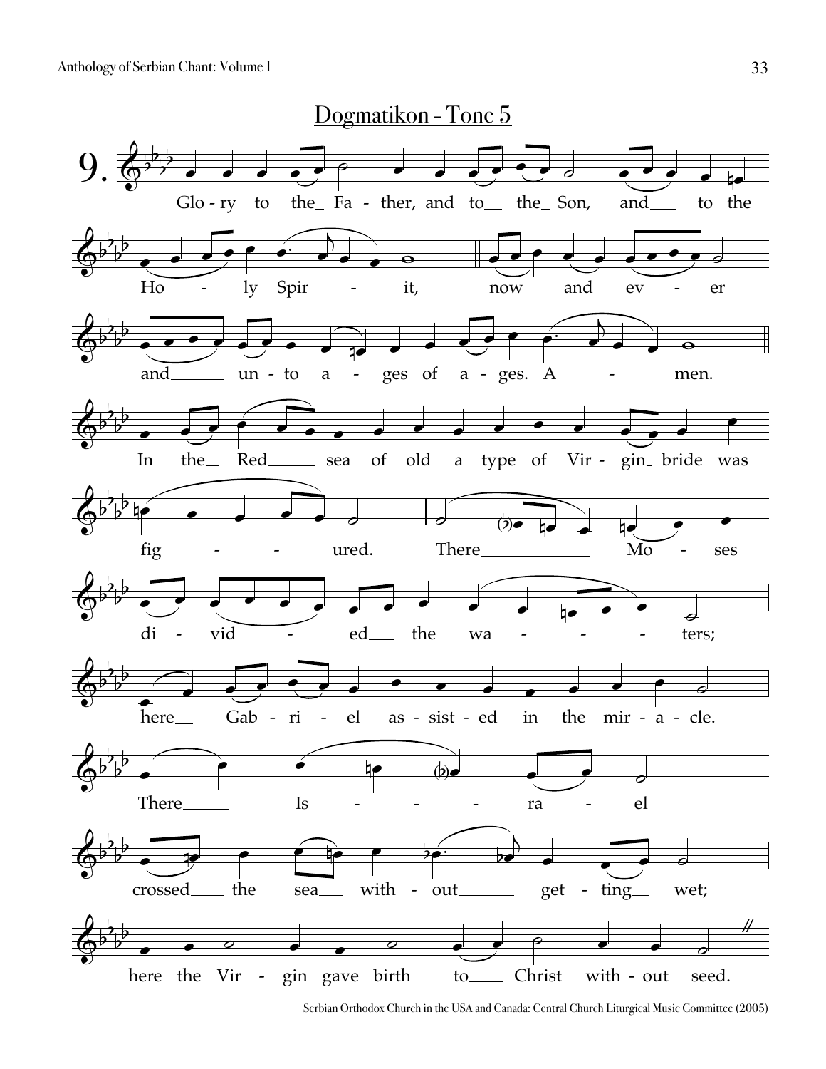# 9. Dogmatikon - Tone 5

Glo - ry to the Fa - ther, and to the Son, and to the

Ho - ly Spir - it, now and ev - er

and un - to a - ges of a - ges. A - men.

In the Red sea of old a type of Vir - gin bride was

fig - - ured. There Mo - ses

di - vid - ed the wa - - - ters;

here Gab - ri - el as - sist - ed in the mir - a - cle.

There Is - - - ra - el

crossed the sea with - out get - ting wet;

here the Vir - gin gave birth to Christ with - out seed.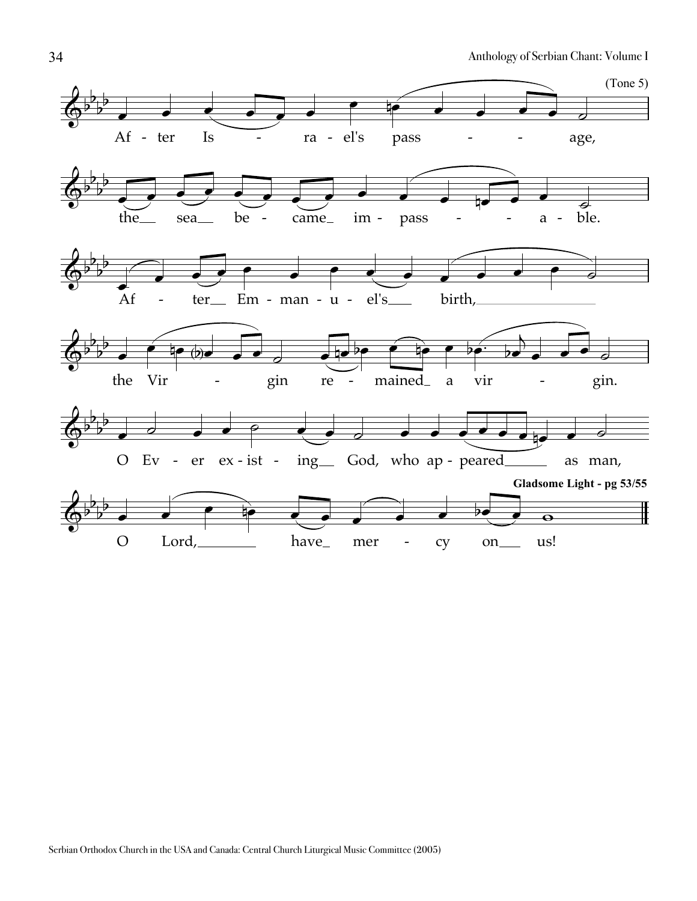(Tone 5)

After Israel's passage, the sea became impassable.

After Emmanuel's birth, the Virgin remained a virgin.

O Ever existing God, who appeared as man,

**Gladsome Light - pg 53/55**

O Lord, have mercy on us!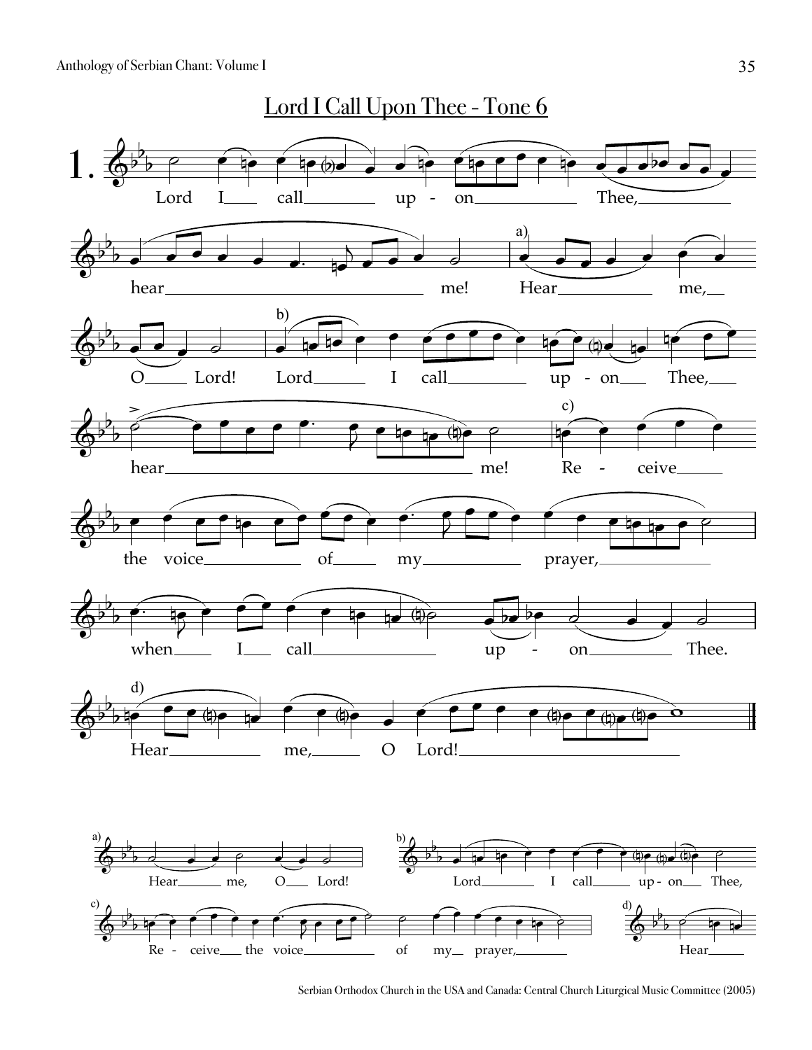# Lord I Call Upon Thee - Tone 6

1\. Lord I call upon Thee, hear me! Hear me, O Lord! Lord I call upon Thee, hear me! Receive the voice of my prayer, when I call upon Thee. Hear me, O Lord!

a) Hear me, O Lord!

b) Lord I call upon Thee,

c) Receive the voice of my prayer,

d) Hear

Serbian Orthodox Church in the USA and Canada: Central Church Liturgical Music Committee (2005)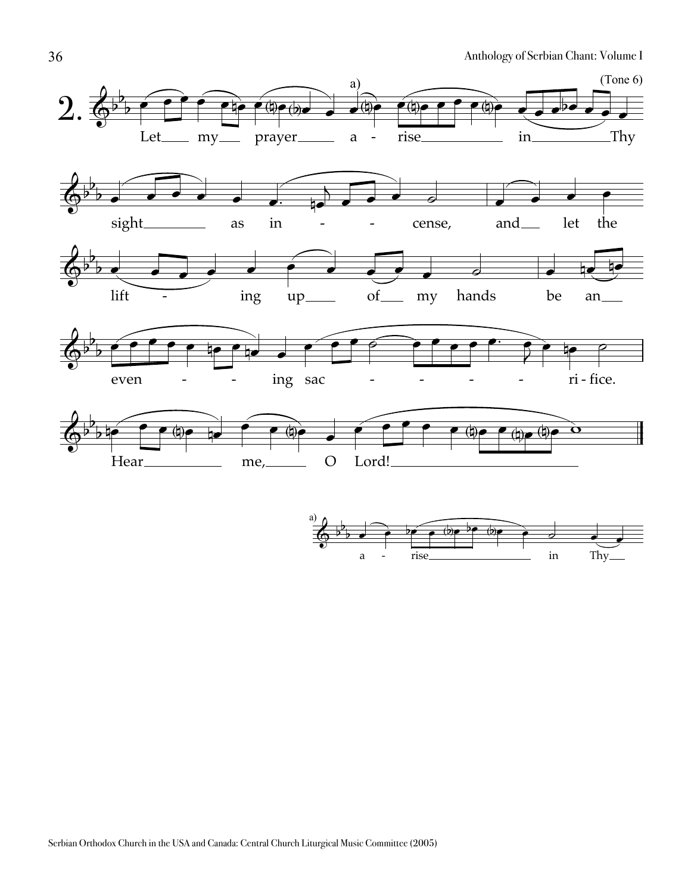(Tone 6)

2\. Let my prayer arise in Thy sight as incense, and let the lifting up of my hands be an evening sacrifice.

Hear me, O Lord!

a) arise in Thy

Serbian Orthodox Church in the USA and Canada: Central Church Liturgical Music Committee (2005)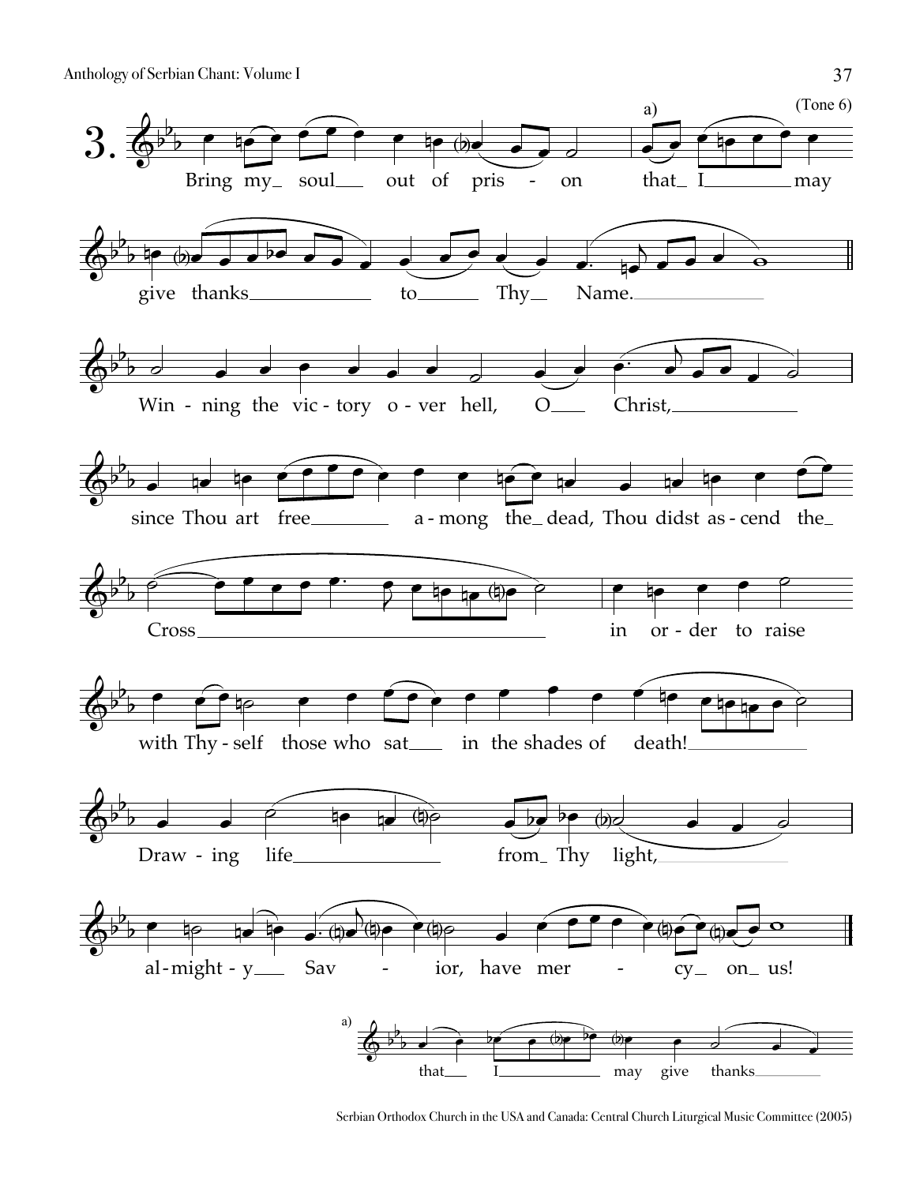3. (Tone 6)

Bring my soul out of prison that[a] I may give thanks to Thy Name.

Winning the victory over hell, O Christ, since Thou art free among the dead, Thou didst ascend the Cross in order to raise with Thyself those who sat in the shades of death!

Drawing life from Thy light, almighty Savior, have mercy on us!

a) that I may give thanks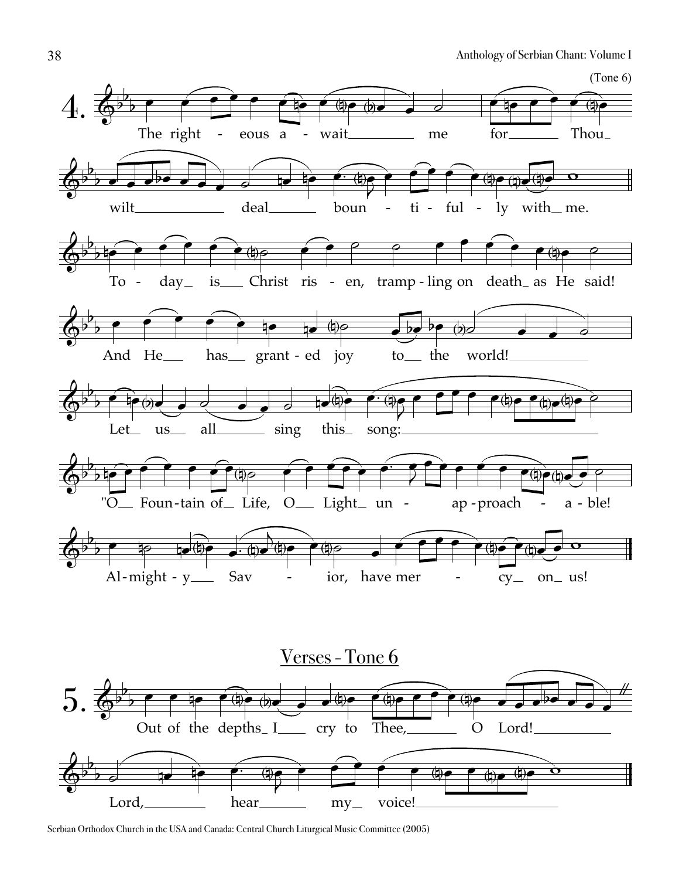(Tone 6)

4\. The right - eous a - wait me for Thou wilt deal boun - ti - ful - ly with me.

To - day is Christ ris - en, tramp - ling on death as He said!

And He has grant - ed joy to the world!

Let us all sing this song:

"O Foun - tain of Life, O Light un - ap - proach - a - ble!

Al - might - y Sav - ior, have mer - cy on us!

## Verses - Tone 6

5\. Out of the depths I cry to Thee, O Lord!

Lord, hear my voice!

Serbian Orthodox Church in the USA and Canada: Central Church Liturgical Music Committee (2005)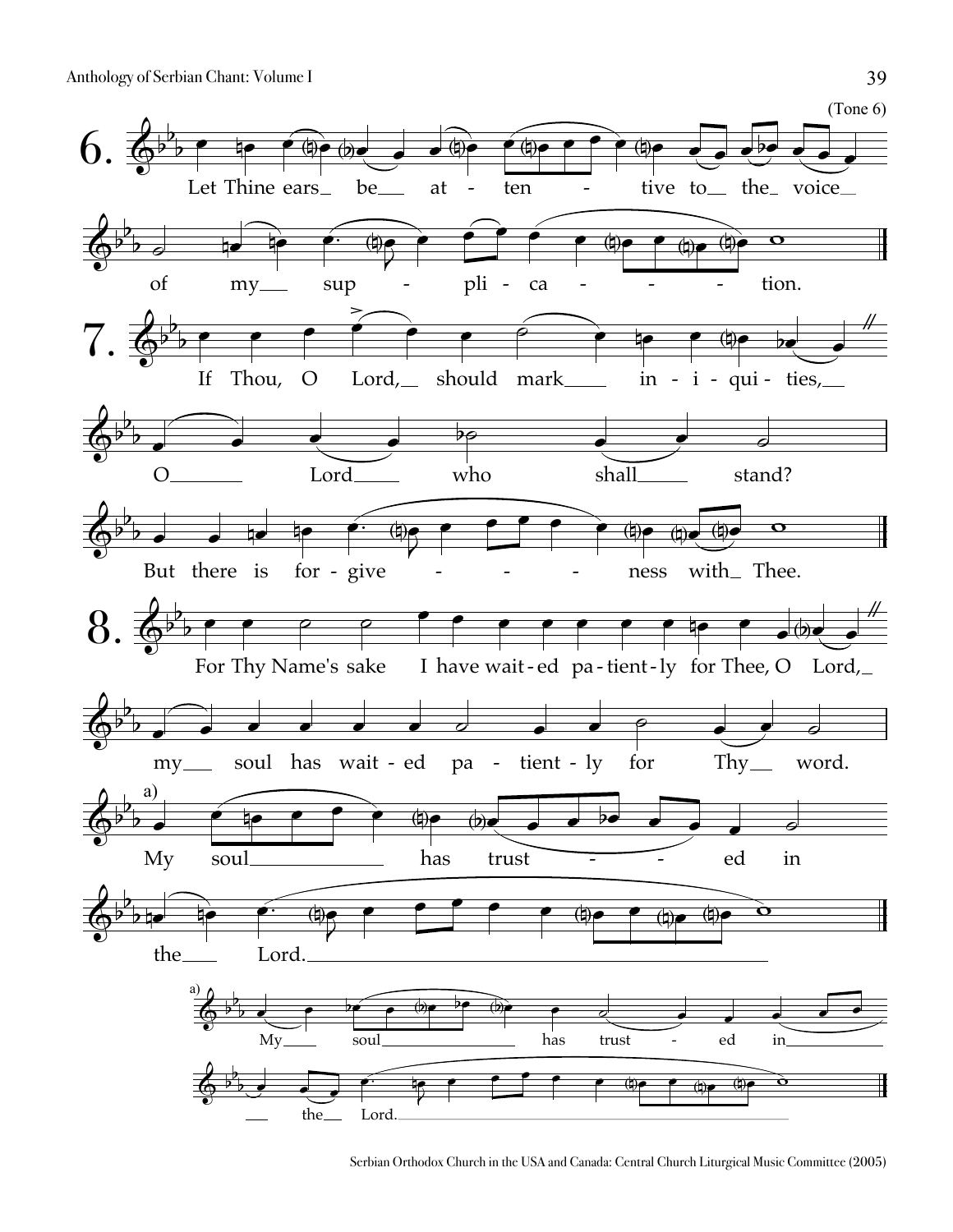(Tone 6)

6. Let Thine ears be at - ten - tive to the voice of my sup - pli - ca - - - - tion.

7. If Thou, O Lord, should mark in - i - qui - ties, O Lord who shall stand? But there is for - give - - - - ness with Thee.

8. For Thy Name's sake I have wait - ed pa - tient - ly for Thee, O Lord, my soul has wait - ed pa - tient - ly for Thy word. a) My soul has trust - - ed in the Lord.

a) My soul has trust - ed in the Lord.

Serbian Orthodox Church in the USA and Canada: Central Church Liturgical Music Committee (2005)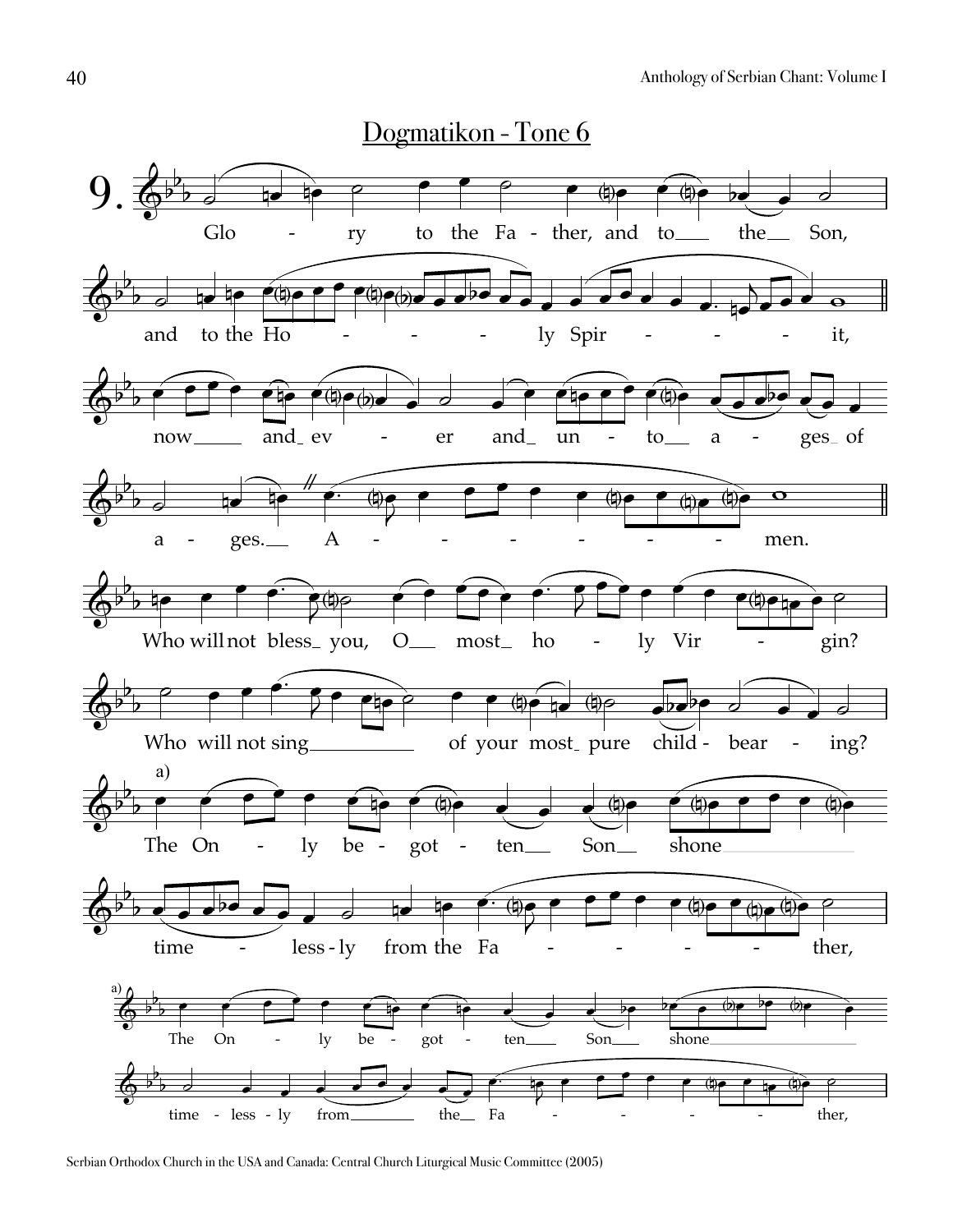## Dogmatikon - Tone 6

9.

Glo - ry to the Fa - ther, and to the Son,

and to the Ho - - - ly Spir - - - - it,

now and ev - er and un - to a - ges of

a - ges. A - - - - - - - men.

Who will not bless you, O most ho - ly Vir - gin?

Who will not sing of your most pure child - bear - ing?

a)

The On - ly be - got - ten Son shone

time - less - ly from the Fa - - - - ther,

a)

The On - ly be - got - ten Son shone

time - less - ly from the Fa - - - - ther,

Serbian Orthodox Church in the USA and Canada: Central Church Liturgical Music Committee (2005)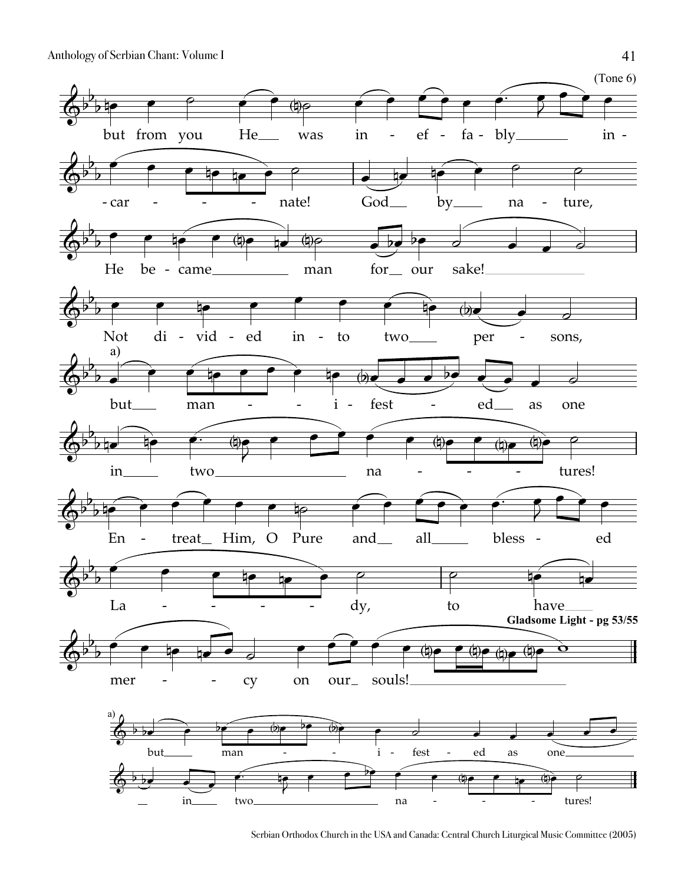(Tone 6)

but from you He was in - ef - fa - bly in -

- car - - - - nate! God by na - ture,

He be - came man for our sake!

Not di - vid - ed in - to two per - sons,

a)

but man - - i - fest - ed as one

in two na - - - - tures!

En - treat Him, O Pure and all bless - ed

La - - - - - dy, to have

**Gladsome Light - pg 53/55**

mer - - cy on our souls!

a)

but man - - i - fest - ed as one

in two na - - - - tures!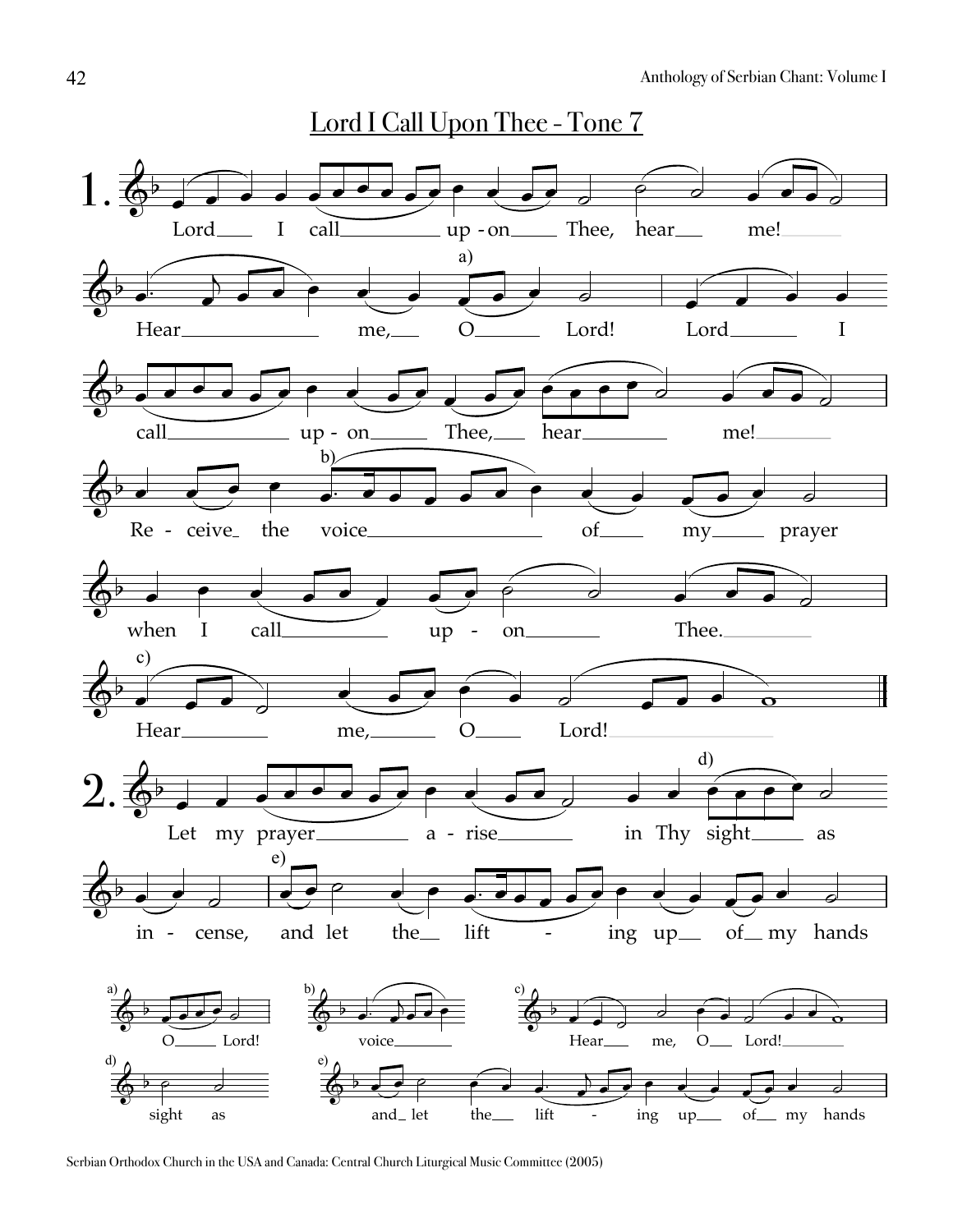## Lord I Call Upon Thee - Tone 7

**1.** Lord I call upon Thee, hear me!

Hear me, O Lord! Lord I

call upon Thee, hear me!

Re - ceive the voice of my prayer

when I call up - on Thee.

Hear me, O Lord!

**2.** Let my prayer a - rise in Thy sight as

in - cense, and let the lift - ing up of my hands

a) O Lord!

b) voice

c) Hear me, O Lord!

d) sight as

e) and let the lift - ing up of my hands

Serbian Orthodox Church in the USA and Canada: Central Church Liturgical Music Committee (2005)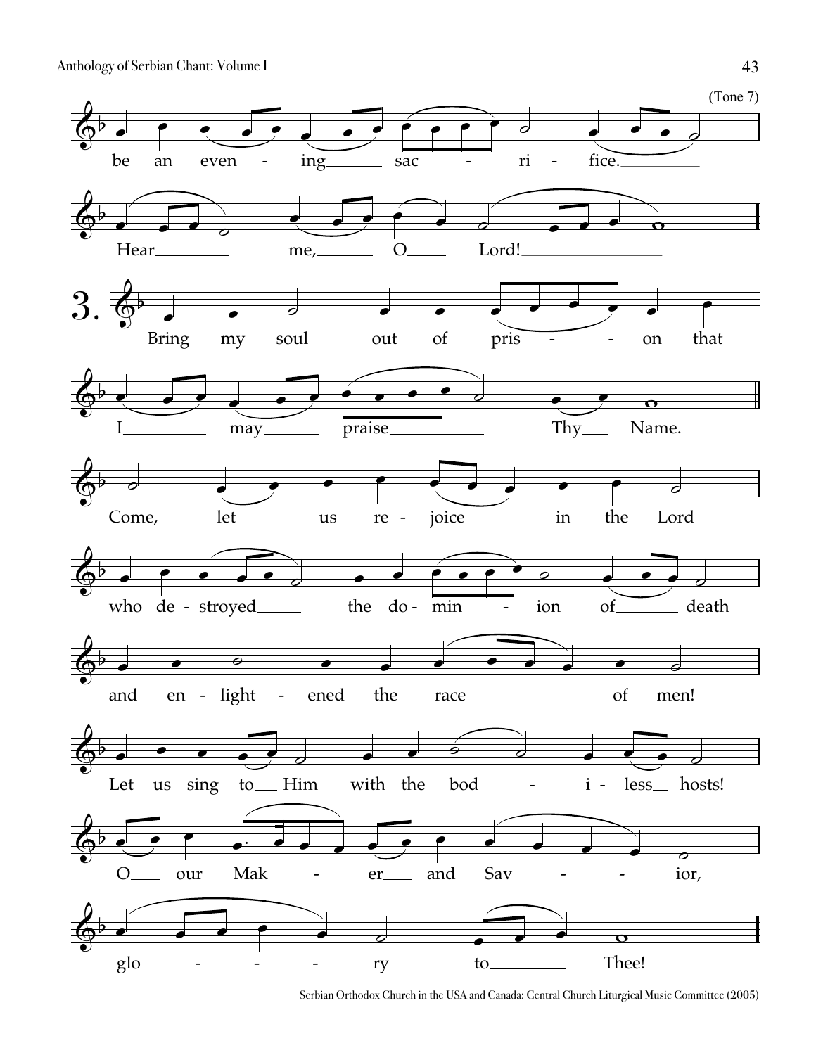(Tone 7)

be an even - ing sac - ri - fice.

Hear me, O Lord!

**3.** Bring my soul out of pris - - on that

I may praise Thy Name.

Come, let us re - joice in the Lord

who de - stroyed the do - min - ion of death

and en - light - ened the race of men!

Let us sing to Him with the bod - i - less hosts!

O our Mak - er and Sav - - ior,

glo - - - ry to Thee!

Serbian Orthodox Church in the USA and Canada: Central Church Liturgical Music Committee (2005)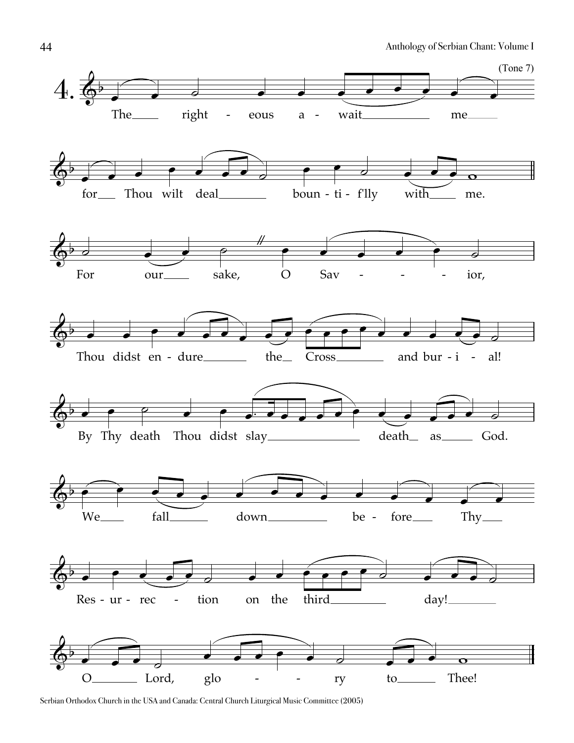4. (Tone 7)

The righteous await me for Thou wilt deal bountifully with me.

For our sake, O Savior, Thou didst endure the Cross and burial! By Thy death Thou didst slay death as God. We fall down before Thy Resurrection on the third day! O Lord, glory to Thee!

Serbian Orthodox Church in the USA and Canada: Central Church Liturgical Music Committee (2005)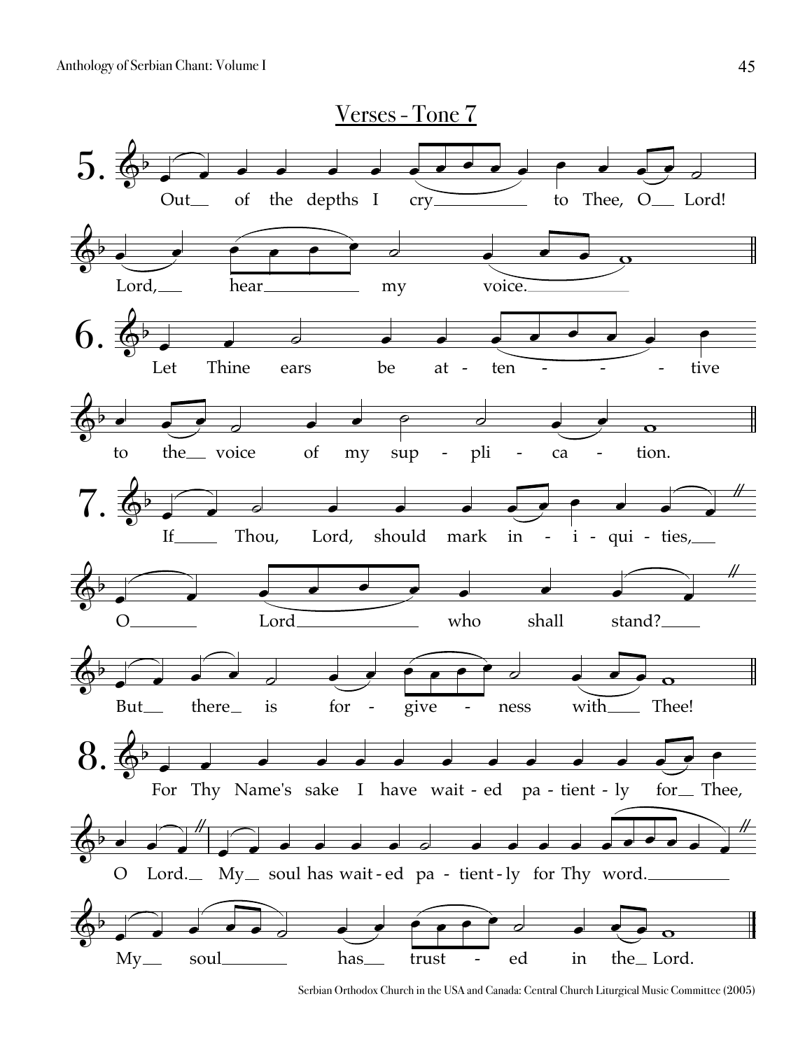## Verses - Tone 7

5. Out of the depths I cry to Thee, O Lord! Lord, hear my voice.

6. Let Thine ears be at - ten - - - tive to the voice of my sup - pli - ca - tion.

7. If Thou, Lord, should mark in - i - qui - ties, O Lord who shall stand? But there is for - give - ness with Thee!

8. For Thy Name's sake I have wait - ed pa - tient - ly for Thee, O Lord. My soul has wait - ed pa - tient - ly for Thy word. My soul has trust - ed in the Lord.

Serbian Orthodox Church in the USA and Canada: Central Church Liturgical Music Committee (2005)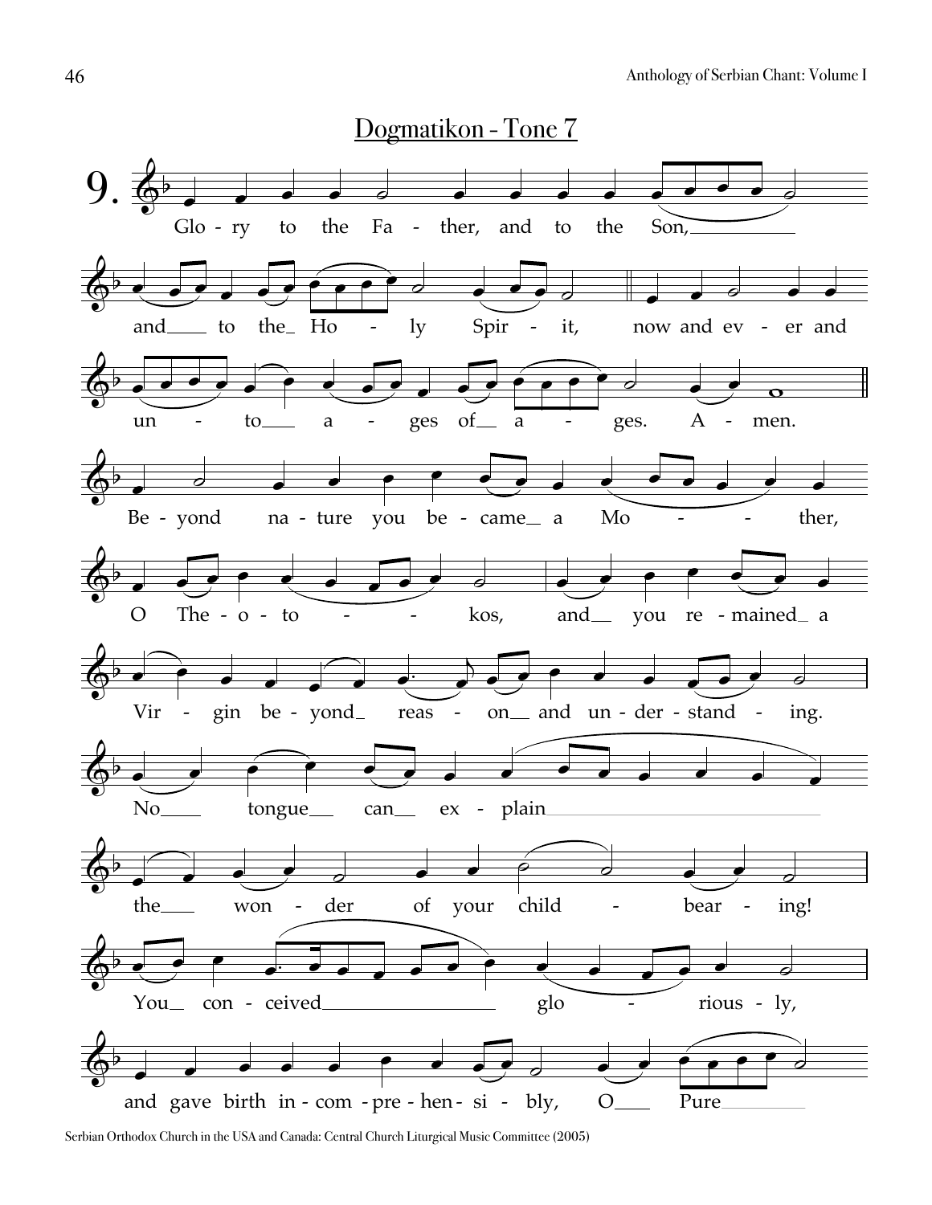## Dogmatikon - Tone 7

9.

Glo - ry to the Fa - ther, and to the Son,

and to the Ho - ly Spir - it, now and ev - er and

un - to a - ges of a - ges. A - men.

Be - yond na - ture you be - came a Mo - ther,

O The - o - to - kos, and you re - mained a

Vir - gin be - yond reas - on and un - der - stand - ing.

No tongue can ex - plain

the won - der of your child - bear - ing!

You con - ceived glo - rious - ly,

and gave birth in - com - pre - hen - si - bly, O Pure

Serbian Orthodox Church in the USA and Canada: Central Church Liturgical Music Committee (2005)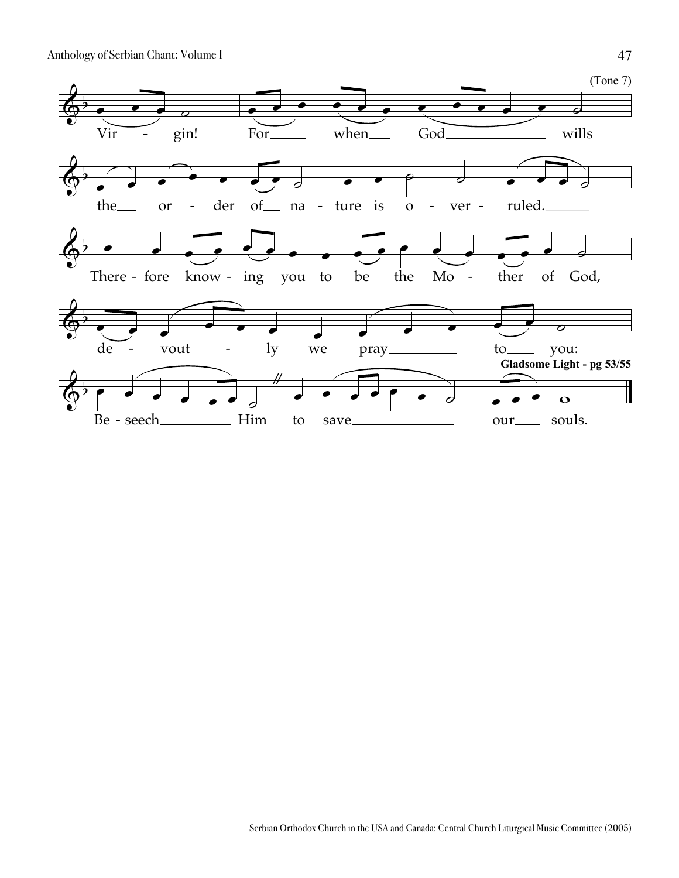(Tone 7)

Vir - gin! For when God wills

the or - der of na - ture is o - ver - ruled.

There - fore know - ing you to be the Mo - ther of God,

de - vout - ly we pray to you:

**Gladsome Light - pg 53/55**

Be - seech Him to save our souls.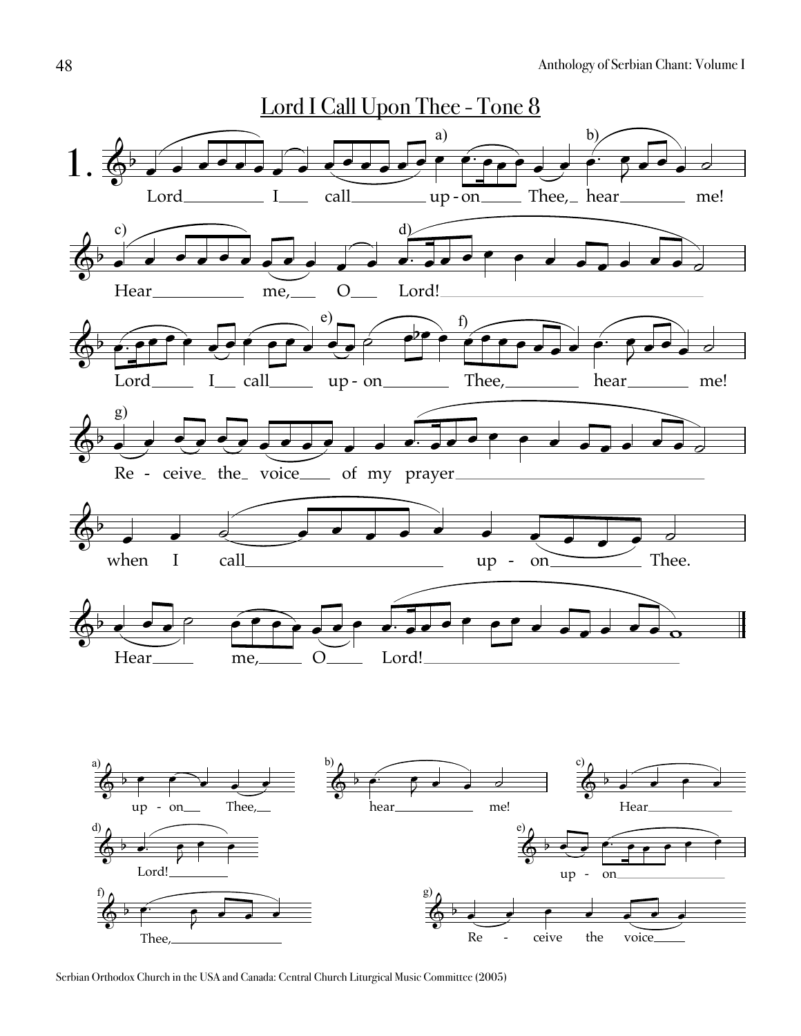## Lord I Call Upon Thee - Tone 8

1.

Lord I call upon Thee, hear me!

Hear me, O Lord!

Lord I call upon Thee, hear me!

Receive the voice of my prayer

when I call upon Thee.

Hear me, O Lord!

a) up - on Thee,

b) hear me!

c) Hear

d) Lord!

e) up - on

f) Thee,

g) Re - ceive the voice

Serbian Orthodox Church in the USA and Canada: Central Church Liturgical Music Committee (2005)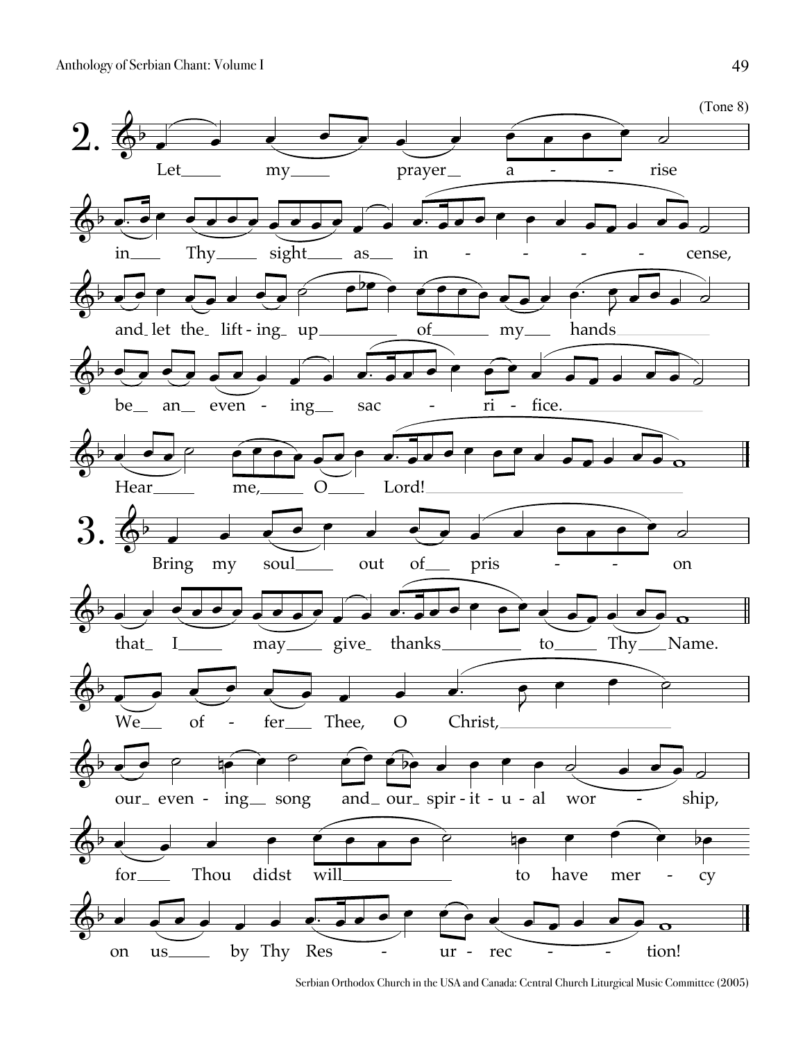(Tone 8)

**2.** Let my prayer arise in Thy sight as incense, and let the lifting up of my hands be an evening sacrifice. Hear me, O Lord!

**3.** Bring my soul out of prison that I may give thanks to Thy Name.

We offer Thee, O Christ, our evening song and our spiritual worship, for Thou didst will to have mercy on us by Thy Resurrection!

Serbian Orthodox Church in the USA and Canada: Central Church Liturgical Music Committee (2005)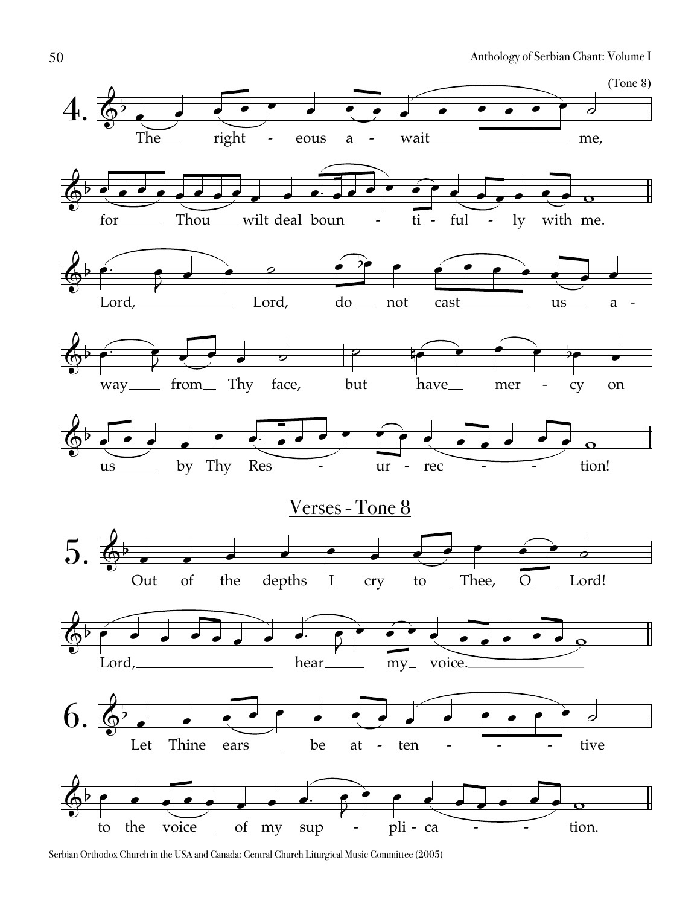(Tone 8)

4\. The right - eous a - wait me,

for Thou wilt deal boun - ti - ful - ly with me.

Lord, Lord, do not cast us a -

way from Thy face, but have mer - cy on

us by Thy Res - ur - rec - - tion!

## Verses - Tone 8

5\. Out of the depths I cry to Thee, O Lord!

Lord, hear my voice.

6\. Let Thine ears be at - ten - - - tive

to the voice of my sup - pli - ca - - tion.

Serbian Orthodox Church in the USA and Canada: Central Church Liturgical Music Committee (2005)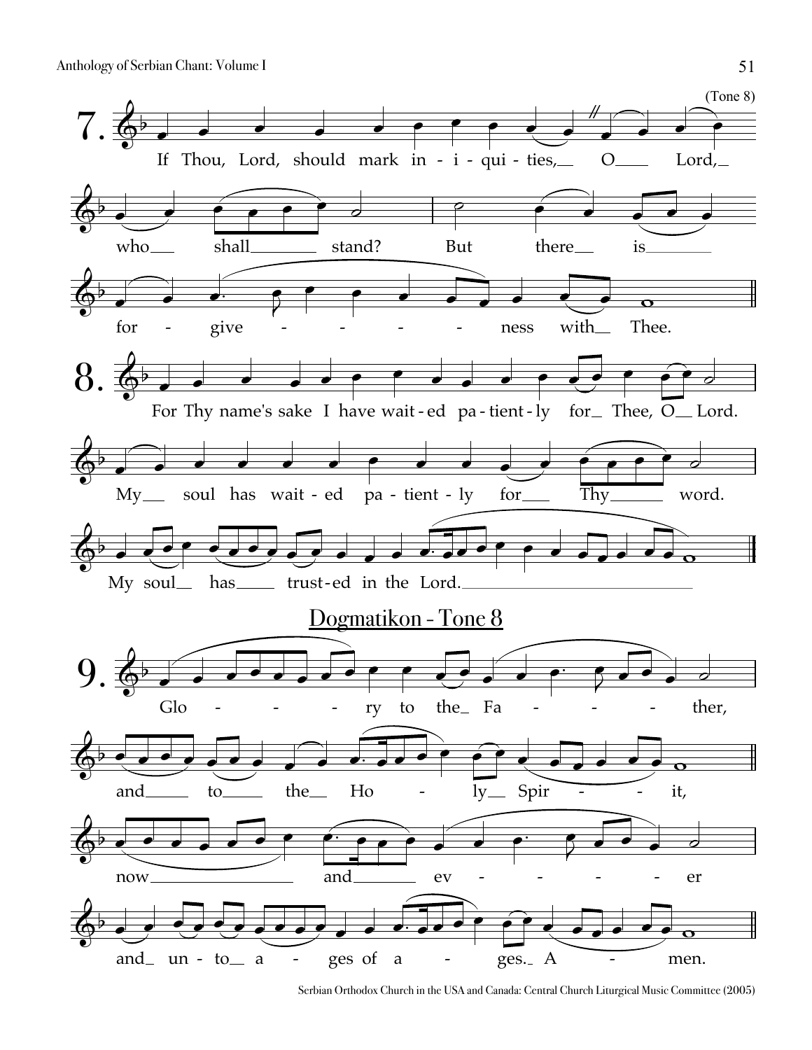(Tone 8)

**7.** If Thou, Lord, should mark in-i-qui-ties, O Lord, who shall stand? But there is for-give-ness with Thee.

**8.** For Thy name's sake I have wait-ed pa-tient-ly for Thee, O Lord. My soul has wait-ed pa-tient-ly for Thy word. My soul has trust-ed in the Lord.

## Dogmatikon - Tone 8

**9.** Glo-ry to the Fa-ther, and to the Ho-ly Spir-it, now and ev-er and un-to a-ges of a-ges. A-men.

Serbian Orthodox Church in the USA and Canada: Central Church Liturgical Music Committee (2005)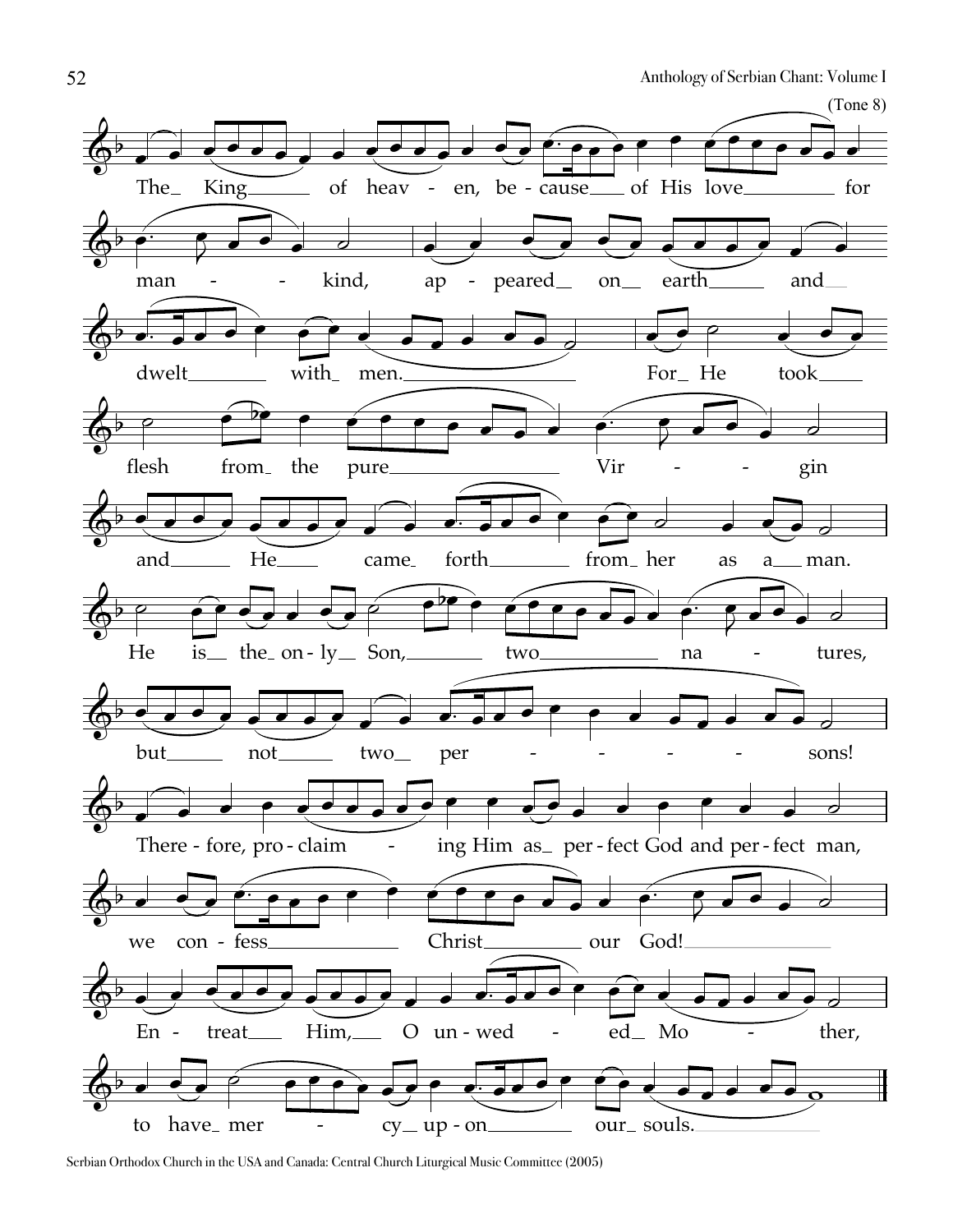(Tone 8)

The King of heav - en, be - cause of His love for man - - kind, ap - peared on earth and dwelt with men. For He took flesh from the pure Vir - - gin and He came forth from her as a man. He is the only Son, two na - tures, but not two per - - - - - sons! There - fore, pro - claim - ing Him as per - fect God and per - fect man, we con - fess Christ our God! En - treat Him, O un - wed - ed Mo - ther, to have mer - cy up - on our souls.

Serbian Orthodox Church in the USA and Canada: Central Church Liturgical Music Committee (2005)